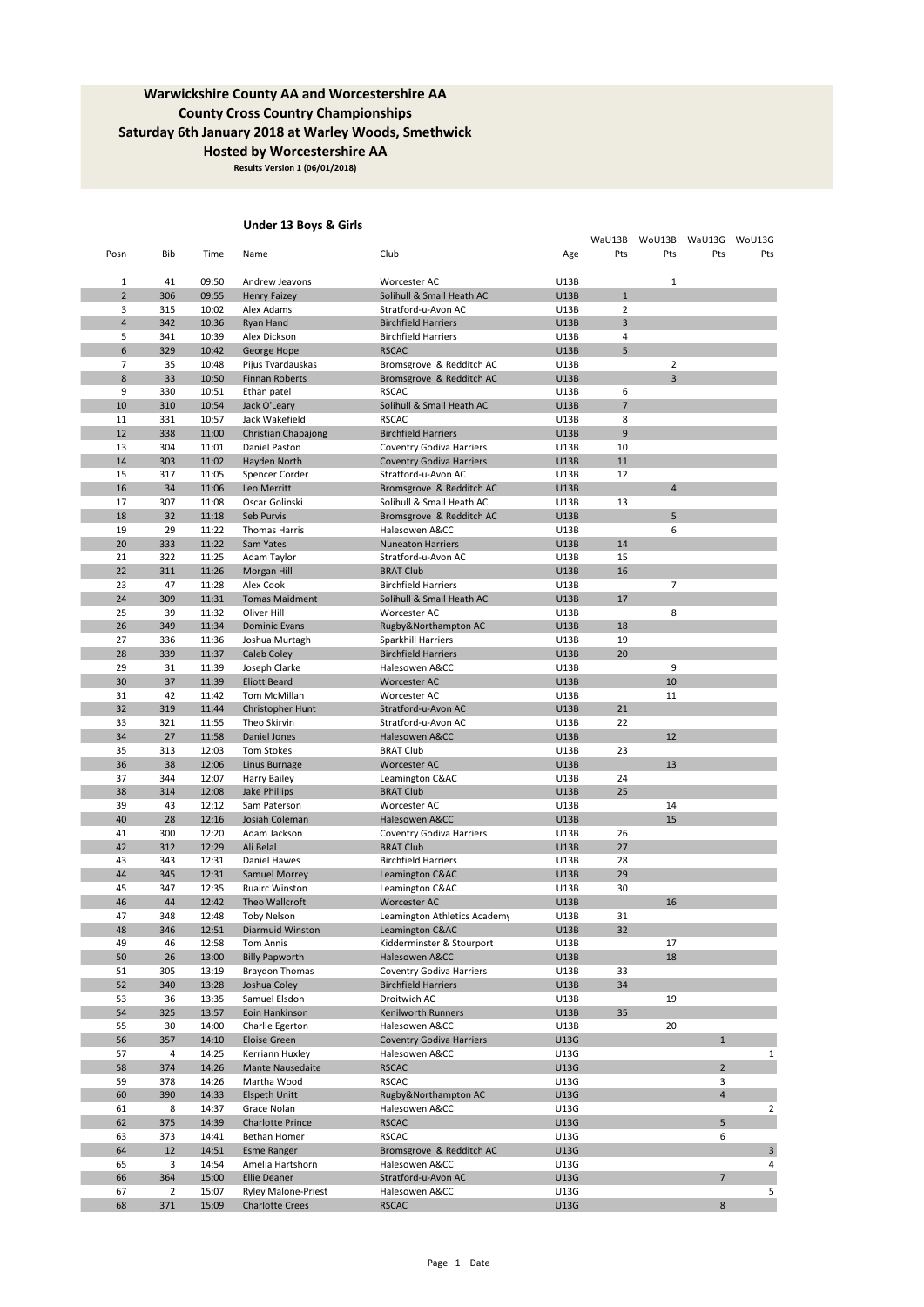# Warwickshire County AA and Worcestershire AA
## County Cross Country Championships
## Saturday 6th January 2018 at Warley Woods, Smethwick
## Hosted by Worcestershire AA

**Results Version 1 (06/01/2018)**

### Under 13 Boys & Girls

| Posn | Bib | Time | Name | Club | Age | WaU13B Pts | WoU13B Pts | WaU13G Pts | WoU13G Pts |
|---|---|---|---|---|---|---|---|---|---|
| 1 | 41 | 09:50 | Andrew Jeavons | Worcester AC | U13B | | 1 | | |
| 2 | 306 | 09:55 | Henry Faizey | Solihull & Small Heath AC | U13B | 1 | | | |
| 3 | 315 | 10:02 | Alex Adams | Stratford-u-Avon AC | U13B | 2 | | | |
| 4 | 342 | 10:36 | Ryan Hand | Birchfield Harriers | U13B | 3 | | | |
| 5 | 341 | 10:39 | Alex Dickson | Birchfield Harriers | U13B | 4 | | | |
| 6 | 329 | 10:42 | George Hope | RSCAC | U13B | 5 | | | |
| 7 | 35 | 10:48 | Pijus Tvardauskas | Bromsgrove & Redditch AC | U13B | | 2 | | |
| 8 | 33 | 10:50 | Finnan Roberts | Bromsgrove & Redditch AC | U13B | | 3 | | |
| 9 | 330 | 10:51 | Ethan patel | RSCAC | U13B | 6 | | | |
| 10 | 310 | 10:54 | Jack O'Leary | Solihull & Small Heath AC | U13B | 7 | | | |
| 11 | 331 | 10:57 | Jack Wakefield | RSCAC | U13B | 8 | | | |
| 12 | 338 | 11:00 | Christian Chapajong | Birchfield Harriers | U13B | 9 | | | |
| 13 | 304 | 11:01 | Daniel Paston | Coventry Godiva Harriers | U13B | 10 | | | |
| 14 | 303 | 11:02 | Hayden North | Coventry Godiva Harriers | U13B | 11 | | | |
| 15 | 317 | 11:05 | Spencer Corder | Stratford-u-Avon AC | U13B | 12 | | | |
| 16 | 34 | 11:06 | Leo Merritt | Bromsgrove & Redditch AC | U13B | | 4 | | |
| 17 | 307 | 11:08 | Oscar Golinski | Solihull & Small Heath AC | U13B | 13 | | | |
| 18 | 32 | 11:18 | Seb Purvis | Bromsgrove & Redditch AC | U13B | | 5 | | |
| 19 | 29 | 11:22 | Thomas Harris | Halesowen A&CC | U13B | | 6 | | |
| 20 | 333 | 11:22 | Sam Yates | Nuneaton Harriers | U13B | 14 | | | |
| 21 | 322 | 11:25 | Adam Taylor | Stratford-u-Avon AC | U13B | 15 | | | |
| 22 | 311 | 11:26 | Morgan Hill | BRAT Club | U13B | 16 | | | |
| 23 | 47 | 11:28 | Alex Cook | Birchfield Harriers | U13B | | 7 | | |
| 24 | 309 | 11:31 | Tomas Maidment | Solihull & Small Heath AC | U13B | 17 | | | |
| 25 | 39 | 11:32 | Oliver Hill | Worcester AC | U13B | | 8 | | |
| 26 | 349 | 11:34 | Dominic Evans | Rugby&Northampton AC | U13B | 18 | | | |
| 27 | 336 | 11:36 | Joshua Murtagh | Sparkhill Harriers | U13B | 19 | | | |
| 28 | 339 | 11:37 | Caleb Coley | Birchfield Harriers | U13B | 20 | | | |
| 29 | 31 | 11:39 | Joseph Clarke | Halesowen A&CC | U13B | | 9 | | |
| 30 | 37 | 11:39 | Eliott Beard | Worcester AC | U13B | | 10 | | |
| 31 | 42 | 11:42 | Tom McMillan | Worcester AC | U13B | | 11 | | |
| 32 | 319 | 11:44 | Christopher Hunt | Stratford-u-Avon AC | U13B | 21 | | | |
| 33 | 321 | 11:55 | Theo Skirvin | Stratford-u-Avon AC | U13B | 22 | | | |
| 34 | 27 | 11:58 | Daniel Jones | Halesowen A&CC | U13B | | 12 | | |
| 35 | 313 | 12:03 | Tom Stokes | BRAT Club | U13B | 23 | | | |
| 36 | 38 | 12:06 | Linus Burnage | Worcester AC | U13B | | 13 | | |
| 37 | 344 | 12:07 | Harry Bailey | Leamington C&AC | U13B | 24 | | | |
| 38 | 314 | 12:08 | Jake Phillips | BRAT Club | U13B | 25 | | | |
| 39 | 43 | 12:12 | Sam Paterson | Worcester AC | U13B | | 14 | | |
| 40 | 28 | 12:16 | Josiah Coleman | Halesowen A&CC | U13B | | 15 | | |
| 41 | 300 | 12:20 | Adam Jackson | Coventry Godiva Harriers | U13B | 26 | | | |
| 42 | 312 | 12:29 | Ali Belal | BRAT Club | U13B | 27 | | | |
| 43 | 343 | 12:31 | Daniel Hawes | Birchfield Harriers | U13B | 28 | | | |
| 44 | 345 | 12:31 | Samuel Morrey | Leamington C&AC | U13B | 29 | | | |
| 45 | 347 | 12:35 | Ruairc Winston | Leamington C&AC | U13B | 30 | | | |
| 46 | 44 | 12:42 | Theo Wallcroft | Worcester AC | U13B | | 16 | | |
| 47 | 348 | 12:48 | Toby Nelson | Leamington Athletics Academy | U13B | 31 | | | |
| 48 | 346 | 12:51 | Diarmuid Winston | Leamington C&AC | U13B | 32 | | | |
| 49 | 46 | 12:58 | Tom Annis | Kidderminster & Stourport | U13B | | 17 | | |
| 50 | 26 | 13:00 | Billy Papworth | Halesowen A&CC | U13B | | 18 | | |
| 51 | 305 | 13:19 | Braydon Thomas | Coventry Godiva Harriers | U13B | 33 | | | |
| 52 | 340 | 13:28 | Joshua Coley | Birchfield Harriers | U13B | 34 | | | |
| 53 | 36 | 13:35 | Samuel Elsdon | Droitwich AC | U13B | | 19 | | |
| 54 | 325 | 13:57 | Eoin Hankinson | Kenilworth Runners | U13B | 35 | | | |
| 55 | 30 | 14:00 | Charlie Egerton | Halesowen A&CC | U13B | | 20 | | |
| 56 | 357 | 14:10 | Eloise Green | Coventry Godiva Harriers | U13G | | | 1 | |
| 57 | 4 | 14:25 | Kerriann Huxley | Halesowen A&CC | U13G | | | | 1 |
| 58 | 374 | 14:26 | Mante Nausedaite | RSCAC | U13G | | | 2 | |
| 59 | 378 | 14:26 | Martha Wood | RSCAC | U13G | | | 3 | |
| 60 | 390 | 14:33 | Elspeth Unitt | Rugby&Northampton AC | U13G | | | 4 | |
| 61 | 8 | 14:37 | Grace Nolan | Halesowen A&CC | U13G | | | | 2 |
| 62 | 375 | 14:39 | Charlotte Prince | RSCAC | U13G | | | 5 | |
| 63 | 373 | 14:41 | Bethan Homer | RSCAC | U13G | | | 6 | |
| 64 | 12 | 14:51 | Esme Ranger | Bromsgrove & Redditch AC | U13G | | | | 3 |
| 65 | 3 | 14:54 | Amelia Hartshorn | Halesowen A&CC | U13G | | | | 4 |
| 66 | 364 | 15:00 | Ellie Deaner | Stratford-u-Avon AC | U13G | | | 7 | |
| 67 | 2 | 15:07 | Ryley Malone-Priest | Halesowen A&CC | U13G | | | | 5 |
| 68 | 371 | 15:09 | Charlotte Crees | RSCAC | U13G | | | 8 | |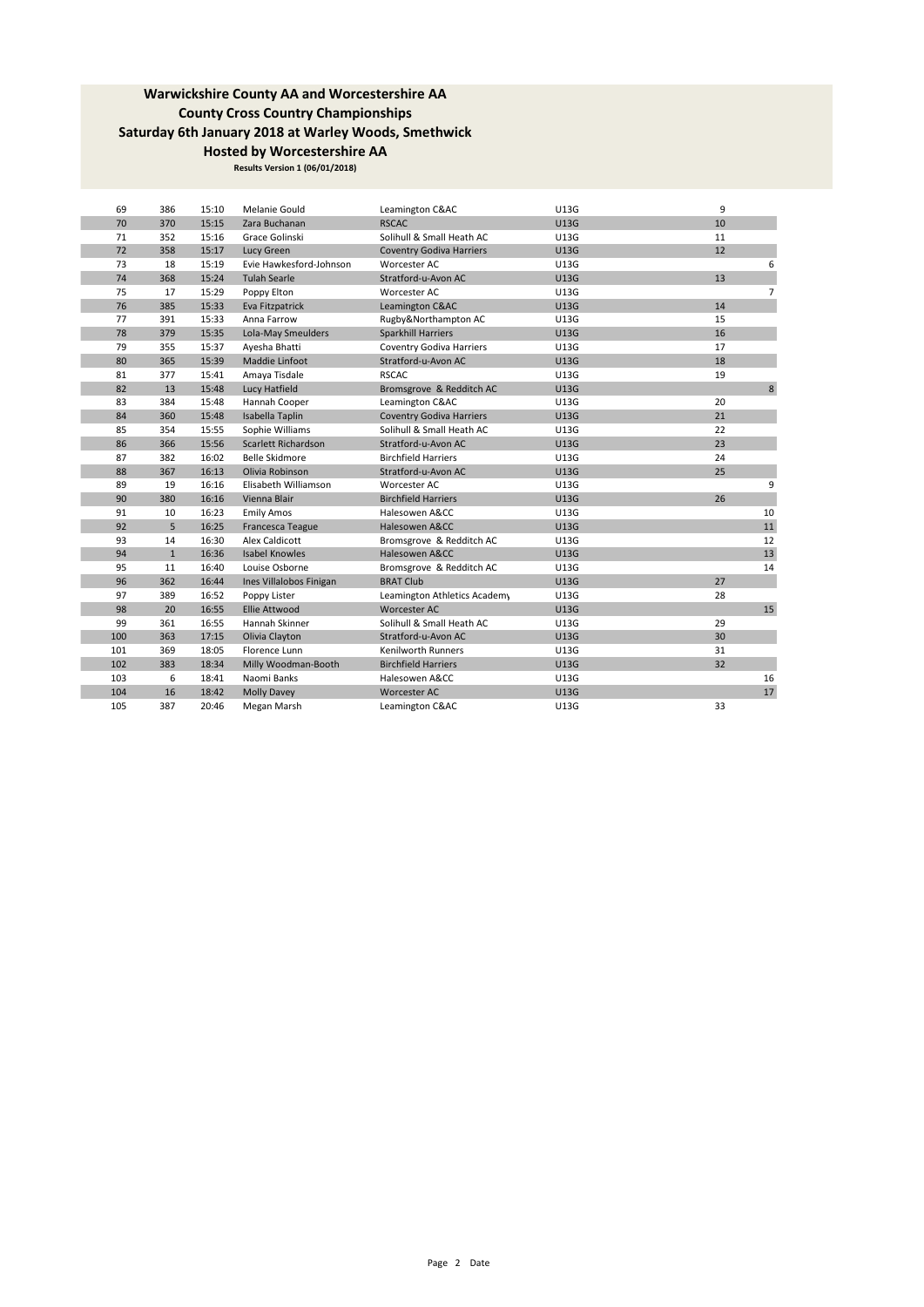## Warwickshire County AA and Worcestershire AA
## County Cross Country Championships
## Saturday 6th January 2018 at Warley Woods, Smethwick
## Hosted by Worcestershire AA

**Results Version 1 (06/01/2018)**

| | | | | | | | |
|---|---|---|---|---|---|---|---|
| 69 | 386 | 15:10 | Melanie Gould | Leamington C&AC | U13G | 9 | |
| 70 | 370 | 15:15 | Zara Buchanan | RSCAC | U13G | 10 | |
| 71 | 352 | 15:16 | Grace Golinski | Solihull & Small Heath AC | U13G | 11 | |
| 72 | 358 | 15:17 | Lucy Green | Coventry Godiva Harriers | U13G | 12 | |
| 73 | 18 | 15:19 | Evie Hawkesford-Johnson | Worcester AC | U13G | | 6 |
| 74 | 368 | 15:24 | Tulah Searle | Stratford-u-Avon AC | U13G | 13 | |
| 75 | 17 | 15:29 | Poppy Elton | Worcester AC | U13G | | 7 |
| 76 | 385 | 15:33 | Eva Fitzpatrick | Leamington C&AC | U13G | 14 | |
| 77 | 391 | 15:33 | Anna Farrow | Rugby&Northampton AC | U13G | 15 | |
| 78 | 379 | 15:35 | Lola-May Smeulders | Sparkhill Harriers | U13G | 16 | |
| 79 | 355 | 15:37 | Ayesha Bhatti | Coventry Godiva Harriers | U13G | 17 | |
| 80 | 365 | 15:39 | Maddie Linfoot | Stratford-u-Avon AC | U13G | 18 | |
| 81 | 377 | 15:41 | Amaya Tisdale | RSCAC | U13G | 19 | |
| 82 | 13 | 15:48 | Lucy Hatfield | Bromsgrove & Redditch AC | U13G | | 8 |
| 83 | 384 | 15:48 | Hannah Cooper | Leamington C&AC | U13G | 20 | |
| 84 | 360 | 15:48 | Isabella Taplin | Coventry Godiva Harriers | U13G | 21 | |
| 85 | 354 | 15:55 | Sophie Williams | Solihull & Small Heath AC | U13G | 22 | |
| 86 | 366 | 15:56 | Scarlett Richardson | Stratford-u-Avon AC | U13G | 23 | |
| 87 | 382 | 16:02 | Belle Skidmore | Birchfield Harriers | U13G | 24 | |
| 88 | 367 | 16:13 | Olivia Robinson | Stratford-u-Avon AC | U13G | 25 | |
| 89 | 19 | 16:16 | Elisabeth Williamson | Worcester AC | U13G | | 9 |
| 90 | 380 | 16:16 | Vienna Blair | Birchfield Harriers | U13G | 26 | |
| 91 | 10 | 16:23 | Emily Amos | Halesowen A&CC | U13G | | 10 |
| 92 | 5 | 16:25 | Francesca Teague | Halesowen A&CC | U13G | | 11 |
| 93 | 14 | 16:30 | Alex Caldicott | Bromsgrove & Redditch AC | U13G | | 12 |
| 94 | 1 | 16:36 | Isabel Knowles | Halesowen A&CC | U13G | | 13 |
| 95 | 11 | 16:40 | Louise Osborne | Bromsgrove & Redditch AC | U13G | | 14 |
| 96 | 362 | 16:44 | Ines Villalobos Finigan | BRAT Club | U13G | 27 | |
| 97 | 389 | 16:52 | Poppy Lister | Leamington Athletics Academy | U13G | 28 | |
| 98 | 20 | 16:55 | Ellie Attwood | Worcester AC | U13G | | 15 |
| 99 | 361 | 16:55 | Hannah Skinner | Solihull & Small Heath AC | U13G | 29 | |
| 100 | 363 | 17:15 | Olivia Clayton | Stratford-u-Avon AC | U13G | 30 | |
| 101 | 369 | 18:05 | Florence Lunn | Kenilworth Runners | U13G | 31 | |
| 102 | 383 | 18:34 | Milly Woodman-Booth | Birchfield Harriers | U13G | 32 | |
| 103 | 6 | 18:41 | Naomi Banks | Halesowen A&CC | U13G | | 16 |
| 104 | 16 | 18:42 | Molly Davey | Worcester AC | U13G | | 17 |
| 105 | 387 | 20:46 | Megan Marsh | Leamington C&AC | U13G | 33 | |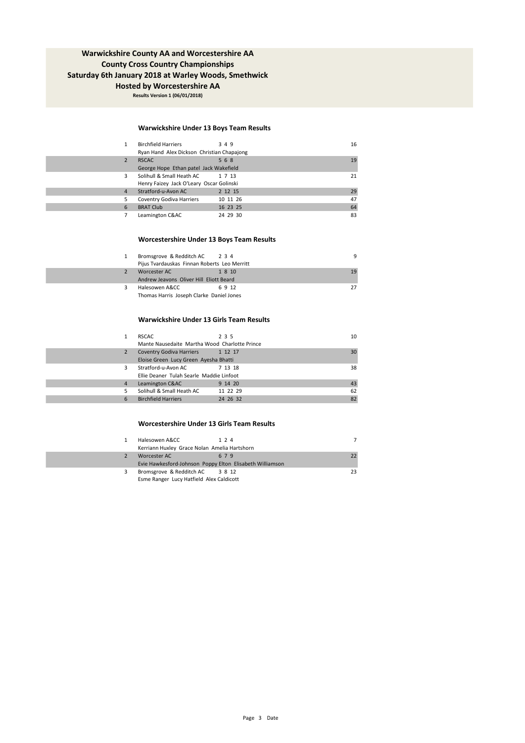# Warwickshire County AA and Worcestershire AA
## County Cross Country Championships
## Saturday 6th January 2018 at Warley Woods, Smethwick
## Hosted by Worcestershire AA

**Results Version 1 (06/01/2018)**

### Warwickshire Under 13 Boys Team Results

| Pos | Team | Positions | Points |
|---|---|---|---|
| 1 | Birchfield Harriers | 3 4 9 | 16 |
| | Ryan Hand Alex Dickson Christian Chapajong | | |
| 2 | RSCAC | 5 6 8 | 19 |
| | George Hope Ethan patel Jack Wakefield | | |
| 3 | Solihull & Small Heath AC | 1 7 13 | 21 |
| | Henry Faizey Jack O'Leary Oscar Golinski | | |
| 4 | Stratford-u-Avon AC | 2 12 15 | 29 |
| 5 | Coventry Godiva Harriers | 10 11 26 | 47 |
| 6 | BRAT Club | 16 23 25 | 64 |
| 7 | Leamington C&AC | 24 29 30 | 83 |

### Worcestershire Under 13 Boys Team Results

| Pos | Team | Positions | Points |
|---|---|---|---|
| 1 | Bromsgrove & Redditch AC | 2 3 4 | 9 |
| | Pijus Tvardauskas Finnan Roberts Leo Merritt | | |
| 2 | Worcester AC | 1 8 10 | 19 |
| | Andrew Jeavons Oliver Hill Eliott Beard | | |
| 3 | Halesowen A&CC | 6 9 12 | 27 |
| | Thomas Harris Joseph Clarke Daniel Jones | | |

### Warwickshire Under 13 Girls Team Results

| Pos | Team | Positions | Points |
|---|---|---|---|
| 1 | RSCAC | 2 3 5 | 10 |
| | Mante Nausedaite Martha Wood Charlotte Prince | | |
| 2 | Coventry Godiva Harriers | 1 12 17 | 30 |
| | Eloise Green Lucy Green Ayesha Bhatti | | |
| 3 | Stratford-u-Avon AC | 7 13 18 | 38 |
| | Ellie Deaner Tulah Searle Maddie Linfoot | | |
| 4 | Leamington C&AC | 9 14 20 | 43 |
| 5 | Solihull & Small Heath AC | 11 22 29 | 62 |
| 6 | Birchfield Harriers | 24 26 32 | 82 |

### Worcestershire Under 13 Girls Team Results

| Pos | Team | Positions | Points |
|---|---|---|---|
| 1 | Halesowen A&CC | 1 2 4 | 7 |
| | Kerriann Huxley Grace Nolan Amelia Hartshorn | | |
| 2 | Worcester AC | 6 7 9 | 22 |
| | Evie Hawkesford-Johnson Poppy Elton Elisabeth Williamson | | |
| 3 | Bromsgrove & Redditch AC | 3 8 12 | 23 |
| | Esme Ranger Lucy Hatfield Alex Caldicott | | |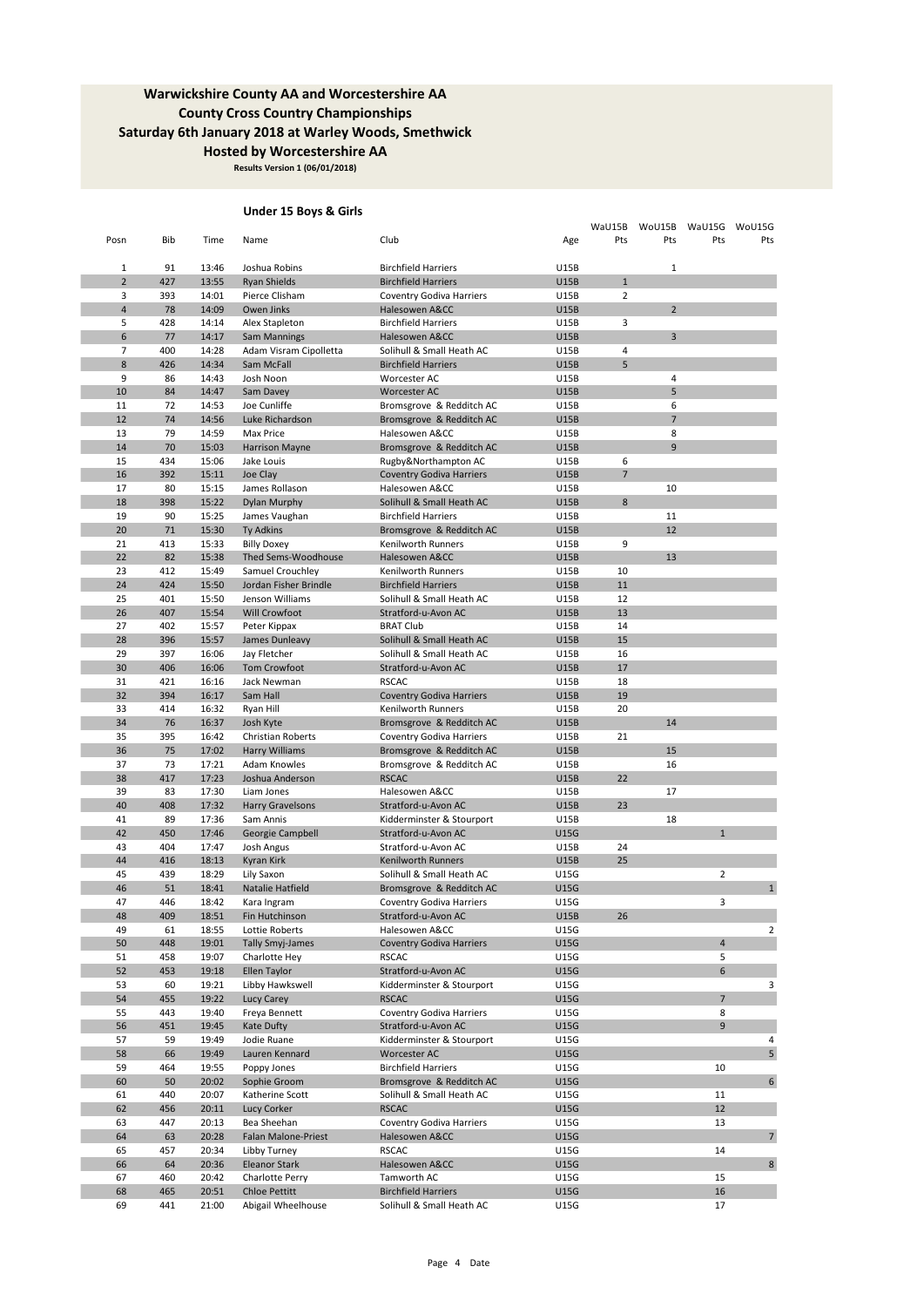## Warwickshire County AA and Worcestershire AA
## County Cross Country Championships
## Saturday 6th January 2018 at Warley Woods, Smethwick
## Hosted by Worcestershire AA

**Results Version 1 (06/01/2018)**

### Under 15 Boys & Girls

| Posn | Bib | Time | Name | Club | Age | WaU15B Pts | WoU15B Pts | WaU15G Pts | WoU15G Pts |
|---|---|---|---|---|---|---|---|---|---|
| 1 | 91 | 13:46 | Joshua Robins | Birchfield Harriers | U15B | | 1 | | |
| 2 | 427 | 13:55 | Ryan Shields | Birchfield Harriers | U15B | 1 | | | |
| 3 | 393 | 14:01 | Pierce Clisham | Coventry Godiva Harriers | U15B | 2 | | | |
| 4 | 78 | 14:09 | Owen Jinks | Halesowen A&CC | U15B | | 2 | | |
| 5 | 428 | 14:14 | Alex Stapleton | Birchfield Harriers | U15B | 3 | | | |
| 6 | 77 | 14:17 | Sam Mannings | Halesowen A&CC | U15B | | 3 | | |
| 7 | 400 | 14:28 | Adam Visram Cipolletta | Solihull & Small Heath AC | U15B | 4 | | | |
| 8 | 426 | 14:34 | Sam McFall | Birchfield Harriers | U15B | 5 | | | |
| 9 | 86 | 14:43 | Josh Noon | Worcester AC | U15B | | 4 | | |
| 10 | 84 | 14:47 | Sam Davey | Worcester AC | U15B | | 5 | | |
| 11 | 72 | 14:53 | Joe Cunliffe | Bromsgrove & Redditch AC | U15B | | 6 | | |
| 12 | 74 | 14:56 | Luke Richardson | Bromsgrove & Redditch AC | U15B | | 7 | | |
| 13 | 79 | 14:59 | Max Price | Halesowen A&CC | U15B | | 8 | | |
| 14 | 70 | 15:03 | Harrison Mayne | Bromsgrove & Redditch AC | U15B | | 9 | | |
| 15 | 434 | 15:06 | Jake Louis | Rugby&Northampton AC | U15B | 6 | | | |
| 16 | 392 | 15:11 | Joe Clay | Coventry Godiva Harriers | U15B | 7 | | | |
| 17 | 80 | 15:15 | James Rollason | Halesowen A&CC | U15B | | 10 | | |
| 18 | 398 | 15:22 | Dylan Murphy | Solihull & Small Heath AC | U15B | 8 | | | |
| 19 | 90 | 15:25 | James Vaughan | Birchfield Harriers | U15B | | 11 | | |
| 20 | 71 | 15:30 | Ty Adkins | Bromsgrove & Redditch AC | U15B | | 12 | | |
| 21 | 413 | 15:33 | Billy Doxey | Kenilworth Runners | U15B | 9 | | | |
| 22 | 82 | 15:38 | Thed Sems-Woodhouse | Halesowen A&CC | U15B | | 13 | | |
| 23 | 412 | 15:49 | Samuel Crouchley | Kenilworth Runners | U15B | 10 | | | |
| 24 | 424 | 15:50 | Jordan Fisher Brindle | Birchfield Harriers | U15B | 11 | | | |
| 25 | 401 | 15:50 | Jenson Williams | Solihull & Small Heath AC | U15B | 12 | | | |
| 26 | 407 | 15:54 | Will Crowfoot | Stratford-u-Avon AC | U15B | 13 | | | |
| 27 | 402 | 15:57 | Peter Kippax | BRAT Club | U15B | 14 | | | |
| 28 | 396 | 15:57 | James Dunleavy | Solihull & Small Heath AC | U15B | 15 | | | |
| 29 | 397 | 16:06 | Jay Fletcher | Solihull & Small Heath AC | U15B | 16 | | | |
| 30 | 406 | 16:06 | Tom Crowfoot | Stratford-u-Avon AC | U15B | 17 | | | |
| 31 | 421 | 16:16 | Jack Newman | RSCAC | U15B | 18 | | | |
| 32 | 394 | 16:17 | Sam Hall | Coventry Godiva Harriers | U15B | 19 | | | |
| 33 | 414 | 16:32 | Ryan Hill | Kenilworth Runners | U15B | 20 | | | |
| 34 | 76 | 16:37 | Josh Kyte | Bromsgrove & Redditch AC | U15B | | 14 | | |
| 35 | 395 | 16:42 | Christian Roberts | Coventry Godiva Harriers | U15B | 21 | | | |
| 36 | 75 | 17:02 | Harry Williams | Bromsgrove & Redditch AC | U15B | | 15 | | |
| 37 | 73 | 17:21 | Adam Knowles | Bromsgrove & Redditch AC | U15B | | 16 | | |
| 38 | 417 | 17:23 | Joshua Anderson | RSCAC | U15B | 22 | | | |
| 39 | 83 | 17:30 | Liam Jones | Halesowen A&CC | U15B | | 17 | | |
| 40 | 408 | 17:32 | Harry Gravelsons | Stratford-u-Avon AC | U15B | 23 | | | |
| 41 | 89 | 17:36 | Sam Annis | Kidderminster & Stourport | U15B | | 18 | | |
| 42 | 450 | 17:46 | Georgie Campbell | Stratford-u-Avon AC | U15G | | | 1 | |
| 43 | 404 | 17:47 | Josh Angus | Stratford-u-Avon AC | U15B | 24 | | | |
| 44 | 416 | 18:13 | Kyran Kirk | Kenilworth Runners | U15B | 25 | | | |
| 45 | 439 | 18:29 | Lily Saxon | Solihull & Small Heath AC | U15G | | | 2 | |
| 46 | 51 | 18:41 | Natalie Hatfield | Bromsgrove & Redditch AC | U15G | | | | 1 |
| 47 | 446 | 18:42 | Kara Ingram | Coventry Godiva Harriers | U15G | | | 3 | |
| 48 | 409 | 18:51 | Fin Hutchinson | Stratford-u-Avon AC | U15B | 26 | | | |
| 49 | 61 | 18:55 | Lottie Roberts | Halesowen A&CC | U15G | | | | 2 |
| 50 | 448 | 19:01 | Tally Smyj-James | Coventry Godiva Harriers | U15G | | | 4 | |
| 51 | 458 | 19:07 | Charlotte Hey | RSCAC | U15G | | | 5 | |
| 52 | 453 | 19:18 | Ellen Taylor | Stratford-u-Avon AC | U15G | | | 6 | |
| 53 | 60 | 19:21 | Libby Hawkswell | Kidderminster & Stourport | U15G | | | | 3 |
| 54 | 455 | 19:22 | Lucy Carey | RSCAC | U15G | | | 7 | |
| 55 | 443 | 19:40 | Freya Bennett | Coventry Godiva Harriers | U15G | | | 8 | |
| 56 | 451 | 19:45 | Kate Dufty | Stratford-u-Avon AC | U15G | | | 9 | |
| 57 | 59 | 19:49 | Jodie Ruane | Kidderminster & Stourport | U15G | | | | 4 |
| 58 | 66 | 19:49 | Lauren Kennard | Worcester AC | U15G | | | | 5 |
| 59 | 464 | 19:55 | Poppy Jones | Birchfield Harriers | U15G | | | 10 | |
| 60 | 50 | 20:02 | Sophie Groom | Bromsgrove & Redditch AC | U15G | | | | 6 |
| 61 | 440 | 20:07 | Katherine Scott | Solihull & Small Heath AC | U15G | | | 11 | |
| 62 | 456 | 20:11 | Lucy Corker | RSCAC | U15G | | | 12 | |
| 63 | 447 | 20:13 | Bea Sheehan | Coventry Godiva Harriers | U15G | | | 13 | |
| 64 | 63 | 20:28 | Falan Malone-Priest | Halesowen A&CC | U15G | | | | 7 |
| 65 | 457 | 20:34 | Libby Turney | RSCAC | U15G | | | 14 | |
| 66 | 64 | 20:36 | Eleanor Stark | Halesowen A&CC | U15G | | | | 8 |
| 67 | 460 | 20:42 | Charlotte Perry | Tamworth AC | U15G | | | 15 | |
| 68 | 465 | 20:51 | Chloe Pettitt | Birchfield Harriers | U15G | | | 16 | |
| 69 | 441 | 21:00 | Abigail Wheelhouse | Solihull & Small Heath AC | U15G | | | 17 | |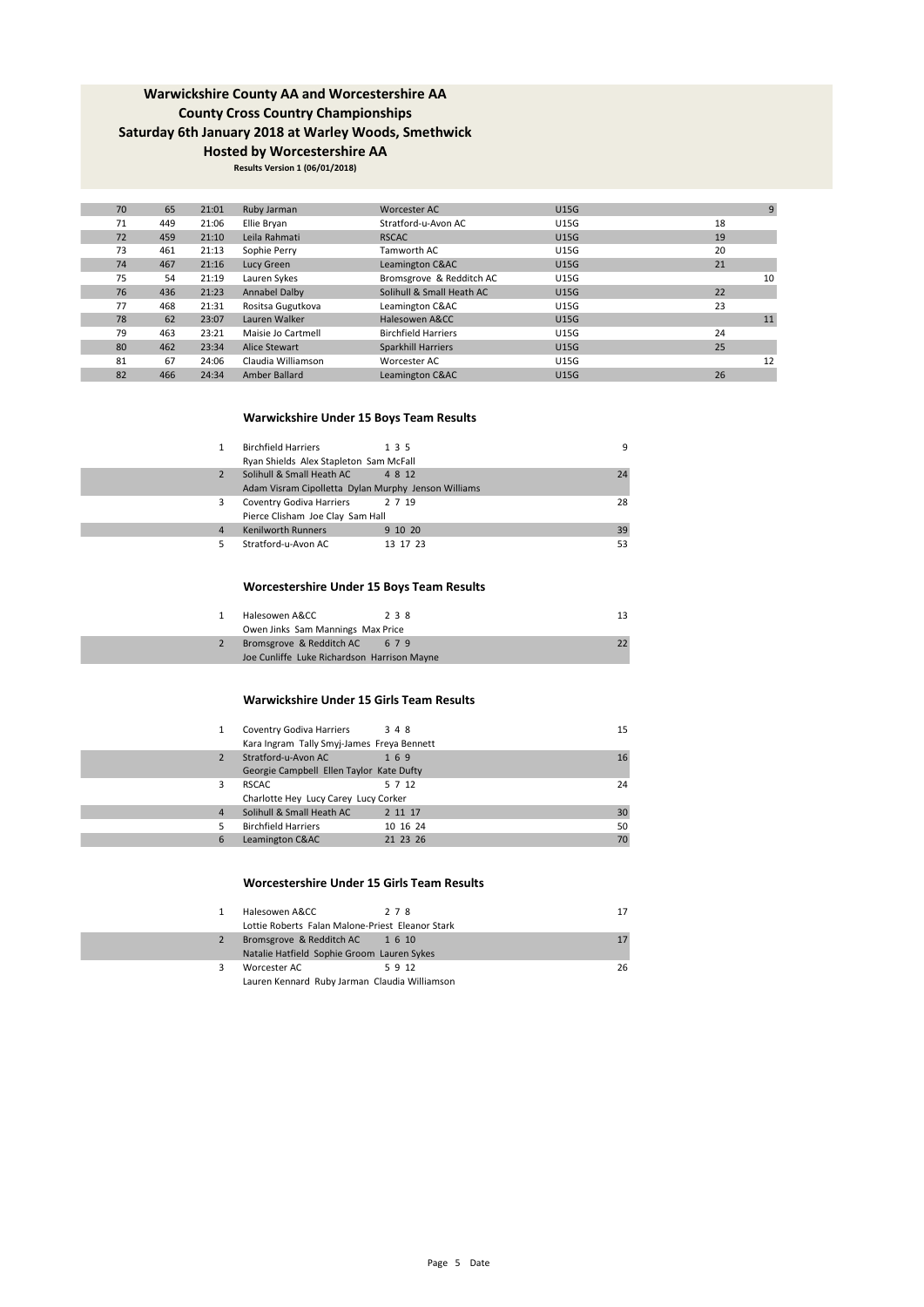# Warwickshire County AA and Worcestershire AA
## County Cross Country Championships
## Saturday 6th January 2018 at Warley Woods, Smethwick
## Hosted by Worcestershire AA

**Results Version 1 (06/01/2018)**

| | | | | | | | |
|---|---|---|---|---|---|---|---|
| 70 | 65 | 21:01 | Ruby Jarman | Worcester AC | U15G | | 9 |
| 71 | 449 | 21:06 | Ellie Bryan | Stratford-u-Avon AC | U15G | 18 | |
| 72 | 459 | 21:10 | Leila Rahmati | RSCAC | U15G | 19 | |
| 73 | 461 | 21:13 | Sophie Perry | Tamworth AC | U15G | 20 | |
| 74 | 467 | 21:16 | Lucy Green | Leamington C&AC | U15G | 21 | |
| 75 | 54 | 21:19 | Lauren Sykes | Bromsgrove & Redditch AC | U15G | | 10 |
| 76 | 436 | 21:23 | Annabel Dalby | Solihull & Small Heath AC | U15G | 22 | |
| 77 | 468 | 21:31 | Rositsa Gugutkova | Leamington C&AC | U15G | 23 | |
| 78 | 62 | 23:07 | Lauren Walker | Halesowen A&CC | U15G | | 11 |
| 79 | 463 | 23:21 | Maisie Jo Cartmell | Birchfield Harriers | U15G | 24 | |
| 80 | 462 | 23:34 | Alice Stewart | Sparkhill Harriers | U15G | 25 | |
| 81 | 67 | 24:06 | Claudia Williamson | Worcester AC | U15G | | 12 |
| 82 | 466 | 24:34 | Amber Ballard | Leamington C&AC | U15G | 26 | |

### Warwickshire Under 15 Boys Team Results

| | | | |
|---|---|---|---|
| 1 | Birchfield Harriers | 1 3 5 | 9 |
| | Ryan Shields Alex Stapleton Sam McFall | | |
| 2 | Solihull & Small Heath AC | 4 8 12 | 24 |
| | Adam Visram Cipolletta Dylan Murphy Jenson Williams | | |
| 3 | Coventry Godiva Harriers | 2 7 19 | 28 |
| | Pierce Clisham Joe Clay Sam Hall | | |
| 4 | Kenilworth Runners | 9 10 20 | 39 |
| 5 | Stratford-u-Avon AC | 13 17 23 | 53 |

### Worcestershire Under 15 Boys Team Results

| | | | |
|---|---|---|---|
| 1 | Halesowen A&CC | 2 3 8 | 13 |
| | Owen Jinks Sam Mannings Max Price | | |
| 2 | Bromsgrove & Redditch AC | 6 7 9 | 22 |
| | Joe Cunliffe Luke Richardson Harrison Mayne | | |

### Warwickshire Under 15 Girls Team Results

| | | | |
|---|---|---|---|
| 1 | Coventry Godiva Harriers | 3 4 8 | 15 |
| | Kara Ingram Tally Smyj-James Freya Bennett | | |
| 2 | Stratford-u-Avon AC | 1 6 9 | 16 |
| | Georgie Campbell Ellen Taylor Kate Dufty | | |
| 3 | RSCAC | 5 7 12 | 24 |
| | Charlotte Hey Lucy Carey Lucy Corker | | |
| 4 | Solihull & Small Heath AC | 2 11 17 | 30 |
| 5 | Birchfield Harriers | 10 16 24 | 50 |
| 6 | Leamington C&AC | 21 23 26 | 70 |

### Worcestershire Under 15 Girls Team Results

| | | | |
|---|---|---|---|
| 1 | Halesowen A&CC | 2 7 8 | 17 |
| | Lottie Roberts Falan Malone-Priest Eleanor Stark | | |
| 2 | Bromsgrove & Redditch AC | 1 6 10 | 17 |
| | Natalie Hatfield Sophie Groom Lauren Sykes | | |
| 3 | Worcester AC | 5 9 12 | 26 |
| | Lauren Kennard Ruby Jarman Claudia Williamson | | |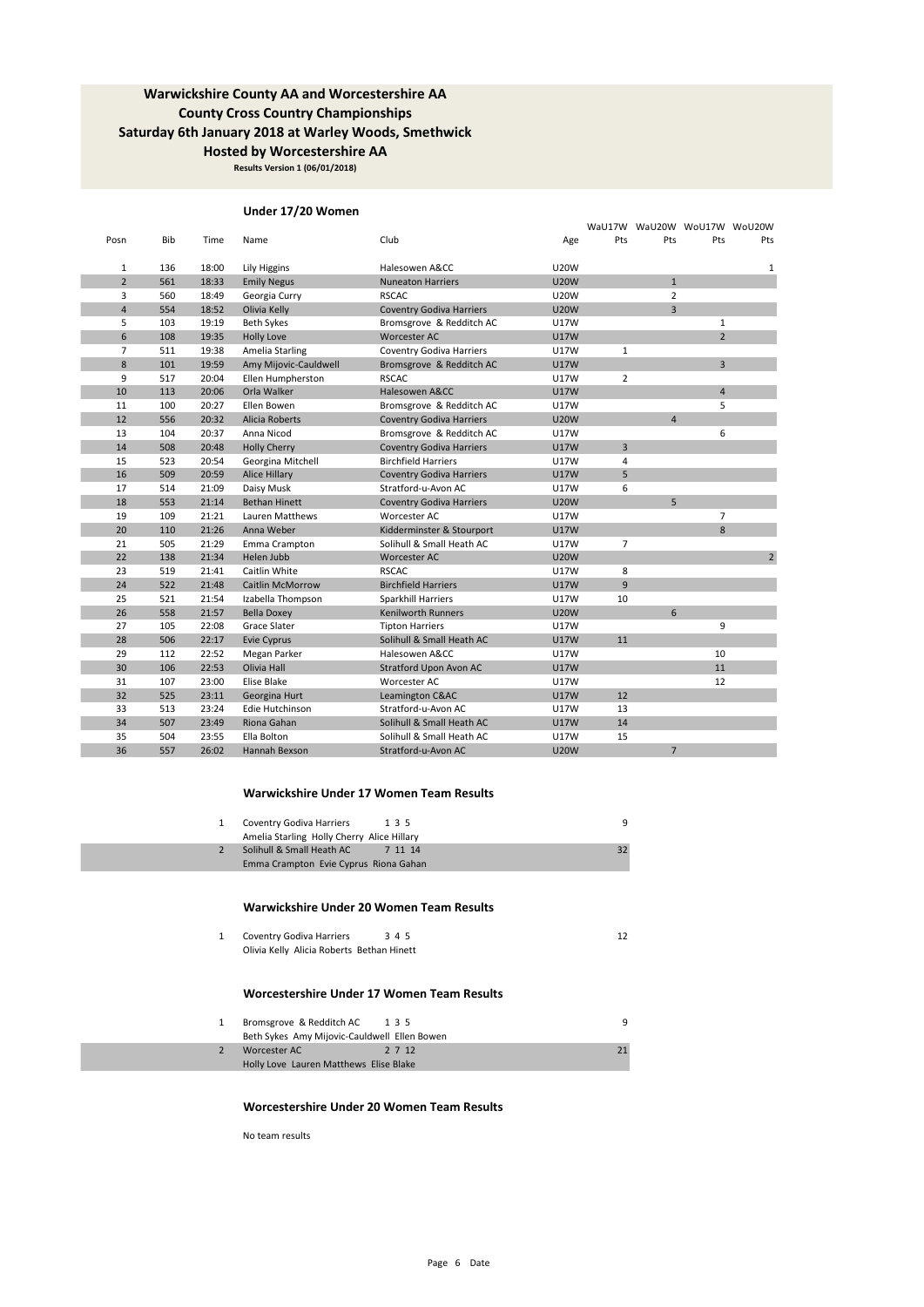# Warwickshire County AA and Worcestershire AA
## County Cross Country Championships
## Saturday 6th January 2018 at Warley Woods, Smethwick
## Hosted by Worcestershire AA

**Results Version 1 (06/01/2018)**

### Under 17/20 Women

| Posn | Bib | Time | Name | Club | Age | WaU17W Pts | WaU20W Pts | WoU17W Pts | WoU20W Pts |
|---|---|---|---|---|---|---|---|---|---|
| 1 | 136 | 18:00 | Lily Higgins | Halesowen A&CC | U20W | | | | 1 |
| 2 | 561 | 18:33 | Emily Negus | Nuneaton Harriers | U20W | | 1 | | |
| 3 | 560 | 18:49 | Georgia Curry | RSCAC | U20W | | 2 | | |
| 4 | 554 | 18:52 | Olivia Kelly | Coventry Godiva Harriers | U20W | | 3 | | |
| 5 | 103 | 19:19 | Beth Sykes | Bromsgrove & Redditch AC | U17W | | | 1 | |
| 6 | 108 | 19:35 | Holly Love | Worcester AC | U17W | | | 2 | |
| 7 | 511 | 19:38 | Amelia Starling | Coventry Godiva Harriers | U17W | 1 | | | |
| 8 | 101 | 19:59 | Amy Mijovic-Cauldwell | Bromsgrove & Redditch AC | U17W | | | 3 | |
| 9 | 517 | 20:04 | Ellen Humpherston | RSCAC | U17W | 2 | | | |
| 10 | 113 | 20:06 | Orla Walker | Halesowen A&CC | U17W | | | 4 | |
| 11 | 100 | 20:27 | Ellen Bowen | Bromsgrove & Redditch AC | U17W | | | 5 | |
| 12 | 556 | 20:32 | Alicia Roberts | Coventry Godiva Harriers | U20W | | 4 | | |
| 13 | 104 | 20:37 | Anna Nicod | Bromsgrove & Redditch AC | U17W | | | 6 | |
| 14 | 508 | 20:48 | Holly Cherry | Coventry Godiva Harriers | U17W | 3 | | | |
| 15 | 523 | 20:54 | Georgina Mitchell | Birchfield Harriers | U17W | 4 | | | |
| 16 | 509 | 20:59 | Alice Hillary | Coventry Godiva Harriers | U17W | 5 | | | |
| 17 | 514 | 21:09 | Daisy Musk | Stratford-u-Avon AC | U17W | 6 | | | |
| 18 | 553 | 21:14 | Bethan Hinett | Coventry Godiva Harriers | U20W | | 5 | | |
| 19 | 109 | 21:21 | Lauren Matthews | Worcester AC | U17W | | | 7 | |
| 20 | 110 | 21:26 | Anna Weber | Kidderminster & Stourport | U17W | | | 8 | |
| 21 | 505 | 21:29 | Emma Crampton | Solihull & Small Heath AC | U17W | 7 | | | |
| 22 | 138 | 21:34 | Helen Jubb | Worcester AC | U20W | | | | 2 |
| 23 | 519 | 21:41 | Caitlin White | RSCAC | U17W | 8 | | | |
| 24 | 522 | 21:48 | Caitlin McMorrow | Birchfield Harriers | U17W | 9 | | | |
| 25 | 521 | 21:54 | Izabella Thompson | Sparkhill Harriers | U17W | 10 | | | |
| 26 | 558 | 21:57 | Bella Doxey | Kenilworth Runners | U20W | | 6 | | |
| 27 | 105 | 22:08 | Grace Slater | Tipton Harriers | U17W | | | 9 | |
| 28 | 506 | 22:17 | Evie Cyprus | Solihull & Small Heath AC | U17W | 11 | | | |
| 29 | 112 | 22:52 | Megan Parker | Halesowen A&CC | U17W | | | 10 | |
| 30 | 106 | 22:53 | Olivia Hall | Stratford Upon Avon AC | U17W | | | 11 | |
| 31 | 107 | 23:00 | Elise Blake | Worcester AC | U17W | | | 12 | |
| 32 | 525 | 23:11 | Georgina Hurt | Leamington C&AC | U17W | 12 | | | |
| 33 | 513 | 23:24 | Edie Hutchinson | Stratford-u-Avon AC | U17W | 13 | | | |
| 34 | 507 | 23:49 | Riona Gahan | Solihull & Small Heath AC | U17W | 14 | | | |
| 35 | 504 | 23:55 | Ella Bolton | Solihull & Small Heath AC | U17W | 15 | | | |
| 36 | 557 | 26:02 | Hannah Bexson | Stratford-u-Avon AC | U20W | | 7 | | |

### Warwickshire Under 17 Women Team Results

| Pos | Team | Positions | Pts |
|---|---|---|---|
| 1 | Coventry Godiva Harriers<br>Amelia Starling Holly Cherry Alice Hillary | 1 3 5 | 9 |
| 2 | Solihull & Small Heath AC<br>Emma Crampton Evie Cyprus Riona Gahan | 7 11 14 | 32 |

### Warwickshire Under 20 Women Team Results

| Pos | Team | Positions | Pts |
|---|---|---|---|
| 1 | Coventry Godiva Harriers<br>Olivia Kelly Alicia Roberts Bethan Hinett | 3 4 5 | 12 |

### Worcestershire Under 17 Women Team Results

| Pos | Team | Positions | Pts |
|---|---|---|---|
| 1 | Bromsgrove & Redditch AC<br>Beth Sykes Amy Mijovic-Cauldwell Ellen Bowen | 1 3 5 | 9 |
| 2 | Worcester AC<br>Holly Love Lauren Matthews Elise Blake | 2 7 12 | 21 |

### Worcestershire Under 20 Women Team Results

No team results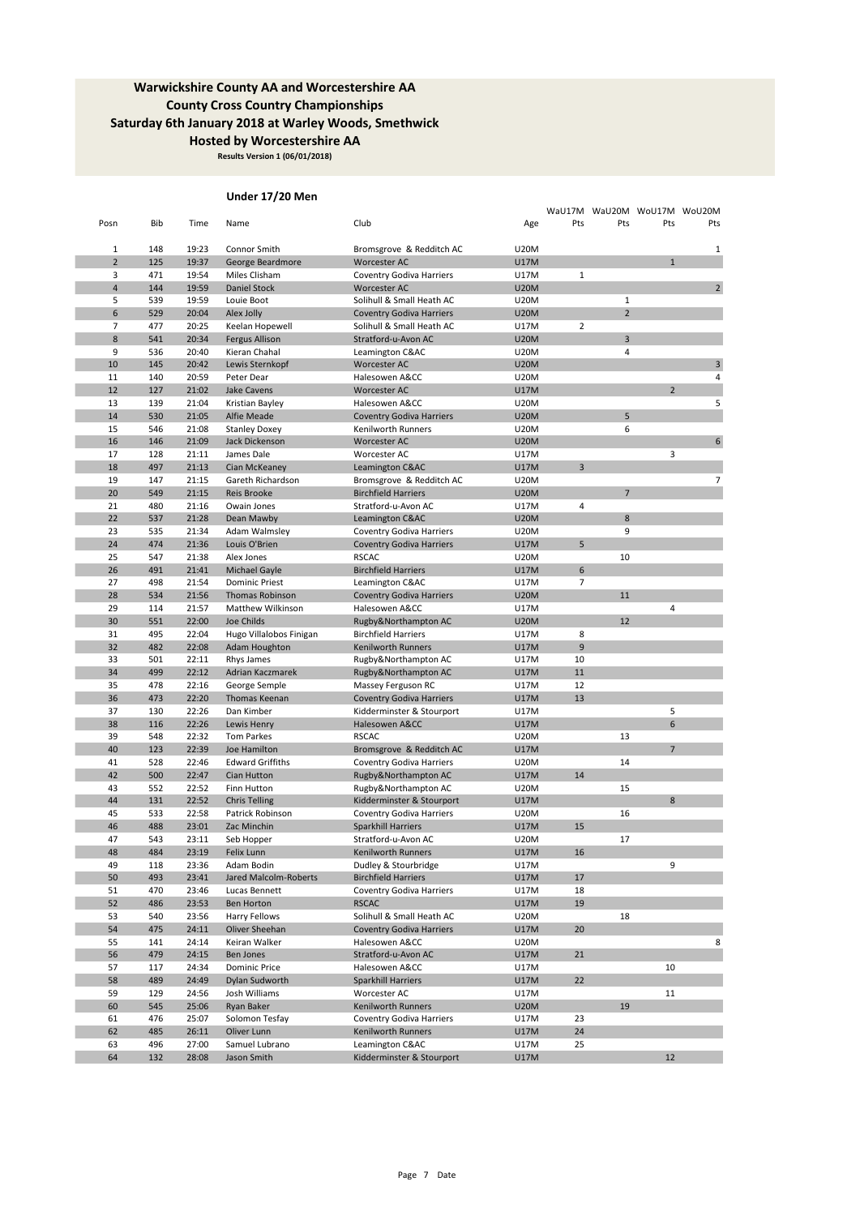## Warwickshire County AA and Worcestershire AA
## County Cross Country Championships
## Saturday 6th January 2018 at Warley Woods, Smethwick
## Hosted by Worcestershire AA

**Results Version 1 (06/01/2018)**

### Under 17/20 Men

| Posn | Bib | Time | Name | Club | Age | WaU17M Pts | WaU20M Pts | WoU17M Pts | WoU20M Pts |
|---|---|---|---|---|---|---|---|---|---|
| 1 | 148 | 19:23 | Connor Smith | Bromsgrove & Redditch AC | U20M | | | | 1 |
| 2 | 125 | 19:37 | George Beardmore | Worcester AC | U17M | | | 1 | |
| 3 | 471 | 19:54 | Miles Clisham | Coventry Godiva Harriers | U17M | 1 | | | |
| 4 | 144 | 19:59 | Daniel Stock | Worcester AC | U20M | | | | 2 |
| 5 | 539 | 19:59 | Louie Boot | Solihull & Small Heath AC | U20M | | 1 | | |
| 6 | 529 | 20:04 | Alex Jolly | Coventry Godiva Harriers | U20M | | 2 | | |
| 7 | 477 | 20:25 | Keelan Hopewell | Solihull & Small Heath AC | U17M | 2 | | | |
| 8 | 541 | 20:34 | Fergus Allison | Stratford-u-Avon AC | U20M | | 3 | | |
| 9 | 536 | 20:40 | Kieran Chahal | Leamington C&AC | U20M | | 4 | | |
| 10 | 145 | 20:42 | Lewis Sternkopf | Worcester AC | U20M | | | | 3 |
| 11 | 140 | 20:59 | Peter Dear | Halesowen A&CC | U20M | | | | 4 |
| 12 | 127 | 21:02 | Jake Cavens | Worcester AC | U17M | | | 2 | |
| 13 | 139 | 21:04 | Kristian Bayley | Halesowen A&CC | U20M | | | | 5 |
| 14 | 530 | 21:05 | Alfie Meade | Coventry Godiva Harriers | U20M | | 5 | | |
| 15 | 546 | 21:08 | Stanley Doxey | Kenilworth Runners | U20M | | 6 | | |
| 16 | 146 | 21:09 | Jack Dickenson | Worcester AC | U20M | | | | 6 |
| 17 | 128 | 21:11 | James Dale | Worcester AC | U17M | | | 3 | |
| 18 | 497 | 21:13 | Cian McKeaney | Leamington C&AC | U17M | 3 | | | |
| 19 | 147 | 21:15 | Gareth Richardson | Bromsgrove & Redditch AC | U20M | | | | 7 |
| 20 | 549 | 21:15 | Reis Brooke | Birchfield Harriers | U20M | | 7 | | |
| 21 | 480 | 21:16 | Owain Jones | Stratford-u-Avon AC | U17M | 4 | | | |
| 22 | 537 | 21:28 | Dean Mawby | Leamington C&AC | U20M | | 8 | | |
| 23 | 535 | 21:34 | Adam Walmsley | Coventry Godiva Harriers | U20M | | 9 | | |
| 24 | 474 | 21:36 | Louis O'Brien | Coventry Godiva Harriers | U17M | 5 | | | |
| 25 | 547 | 21:38 | Alex Jones | RSCAC | U20M | | 10 | | |
| 26 | 491 | 21:41 | Michael Gayle | Birchfield Harriers | U17M | 6 | | | |
| 27 | 498 | 21:54 | Dominic Priest | Leamington C&AC | U17M | 7 | | | |
| 28 | 534 | 21:56 | Thomas Robinson | Coventry Godiva Harriers | U20M | | 11 | | |
| 29 | 114 | 21:57 | Matthew Wilkinson | Halesowen A&CC | U17M | | | 4 | |
| 30 | 551 | 22:00 | Joe Childs | Rugby&Northampton AC | U20M | | 12 | | |
| 31 | 495 | 22:04 | Hugo Villalobos Finigan | Birchfield Harriers | U17M | 8 | | | |
| 32 | 482 | 22:08 | Adam Houghton | Kenilworth Runners | U17M | 9 | | | |
| 33 | 501 | 22:11 | Rhys James | Rugby&Northampton AC | U17M | 10 | | | |
| 34 | 499 | 22:12 | Adrian Kaczmarek | Rugby&Northampton AC | U17M | 11 | | | |
| 35 | 478 | 22:16 | George Semple | Massey Ferguson RC | U17M | 12 | | | |
| 36 | 473 | 22:20 | Thomas Keenan | Coventry Godiva Harriers | U17M | 13 | | | |
| 37 | 130 | 22:26 | Dan Kimber | Kidderminster & Stourport | U17M | | | 5 | |
| 38 | 116 | 22:26 | Lewis Henry | Halesowen A&CC | U17M | | | 6 | |
| 39 | 548 | 22:32 | Tom Parkes | RSCAC | U20M | | 13 | | |
| 40 | 123 | 22:39 | Joe Hamilton | Bromsgrove & Redditch AC | U17M | | | 7 | |
| 41 | 528 | 22:46 | Edward Griffiths | Coventry Godiva Harriers | U20M | | 14 | | |
| 42 | 500 | 22:47 | Cian Hutton | Rugby&Northampton AC | U17M | 14 | | | |
| 43 | 552 | 22:52 | Finn Hutton | Rugby&Northampton AC | U20M | | 15 | | |
| 44 | 131 | 22:52 | Chris Telling | Kidderminster & Stourport | U17M | | | 8 | |
| 45 | 533 | 22:58 | Patrick Robinson | Coventry Godiva Harriers | U20M | | 16 | | |
| 46 | 488 | 23:01 | Zac Minchin | Sparkhill Harriers | U17M | 15 | | | |
| 47 | 543 | 23:11 | Seb Hopper | Stratford-u-Avon AC | U20M | | 17 | | |
| 48 | 484 | 23:19 | Felix Lunn | Kenilworth Runners | U17M | 16 | | | |
| 49 | 118 | 23:36 | Adam Bodin | Dudley & Stourbridge | U17M | | | 9 | |
| 50 | 493 | 23:41 | Jared Malcolm-Roberts | Birchfield Harriers | U17M | 17 | | | |
| 51 | 470 | 23:46 | Lucas Bennett | Coventry Godiva Harriers | U17M | 18 | | | |
| 52 | 486 | 23:53 | Ben Horton | RSCAC | U17M | 19 | | | |
| 53 | 540 | 23:56 | Harry Fellows | Solihull & Small Heath AC | U20M | | 18 | | |
| 54 | 475 | 24:11 | Oliver Sheehan | Coventry Godiva Harriers | U17M | 20 | | | |
| 55 | 141 | 24:14 | Keiran Walker | Halesowen A&CC | U20M | | | | 8 |
| 56 | 479 | 24:15 | Ben Jones | Stratford-u-Avon AC | U17M | 21 | | | |
| 57 | 117 | 24:34 | Dominic Price | Halesowen A&CC | U17M | | | 10 | |
| 58 | 489 | 24:49 | Dylan Sudworth | Sparkhill Harriers | U17M | 22 | | | |
| 59 | 129 | 24:56 | Josh Williams | Worcester AC | U17M | | | 11 | |
| 60 | 545 | 25:06 | Ryan Baker | Kenilworth Runners | U20M | | 19 | | |
| 61 | 476 | 25:07 | Solomon Tesfay | Coventry Godiva Harriers | U17M | 23 | | | |
| 62 | 485 | 26:11 | Oliver Lunn | Kenilworth Runners | U17M | 24 | | | |
| 63 | 496 | 27:00 | Samuel Lubrano | Leamington C&AC | U17M | 25 | | | |
| 64 | 132 | 28:08 | Jason Smith | Kidderminster & Stourport | U17M | | | 12 | |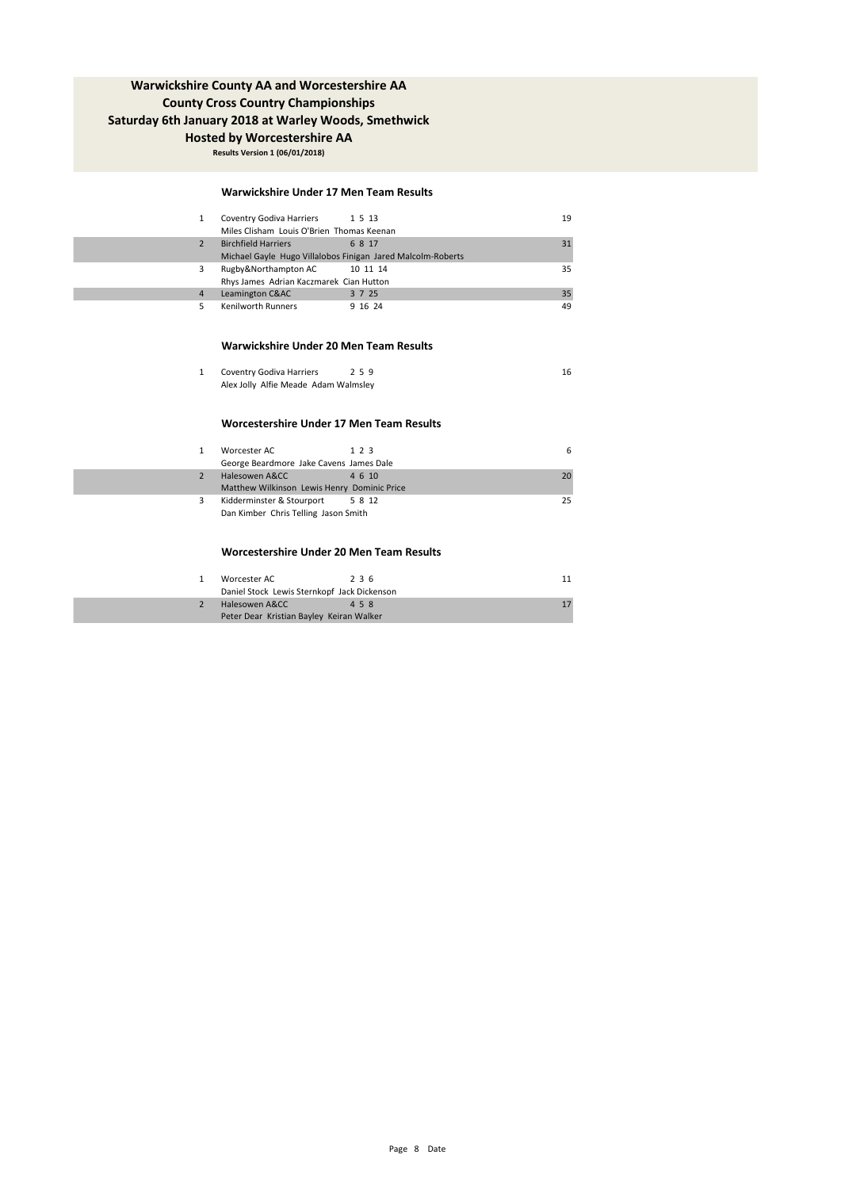# Warwickshire County AA and Worcestershire AA
## County Cross Country Championships
## Saturday 6th January 2018 at Warley Woods, Smethwick
## Hosted by Worcestershire AA

**Results Version 1 (06/01/2018)**

### Warwickshire Under 17 Men Team Results

| Pos | Team | Positions | Points |
|---|---|---|---|
| 1 | Coventry Godiva Harriers | 1 5 13 | 19 |
| | Miles Clisham Louis O'Brien Thomas Keenan | | |
| 2 | Birchfield Harriers | 6 8 17 | 31 |
| | Michael Gayle Hugo Villalobos Finigan Jared Malcolm-Roberts | | |
| 3 | Rugby&Northampton AC | 10 11 14 | 35 |
| | Rhys James Adrian Kaczmarek Cian Hutton | | |
| 4 | Leamington C&AC | 3 7 25 | 35 |
| 5 | Kenilworth Runners | 9 16 24 | 49 |

### Warwickshire Under 20 Men Team Results

| Pos | Team | Positions | Points |
|---|---|---|---|
| 1 | Coventry Godiva Harriers | 2 5 9 | 16 |
| | Alex Jolly Alfie Meade Adam Walmsley | | |

### Worcestershire Under 17 Men Team Results

| Pos | Team | Positions | Points |
|---|---|---|---|
| 1 | Worcester AC | 1 2 3 | 6 |
| | George Beardmore Jake Cavens James Dale | | |
| 2 | Halesowen A&CC | 4 6 10 | 20 |
| | Matthew Wilkinson Lewis Henry Dominic Price | | |
| 3 | Kidderminster & Stourport | 5 8 12 | 25 |
| | Dan Kimber Chris Telling Jason Smith | | |

### Worcestershire Under 20 Men Team Results

| Pos | Team | Positions | Points |
|---|---|---|---|
| 1 | Worcester AC | 2 3 6 | 11 |
| | Daniel Stock Lewis Sternkopf Jack Dickenson | | |
| 2 | Halesowen A&CC | 4 5 8 | 17 |
| | Peter Dear Kristian Bayley Keiran Walker | | |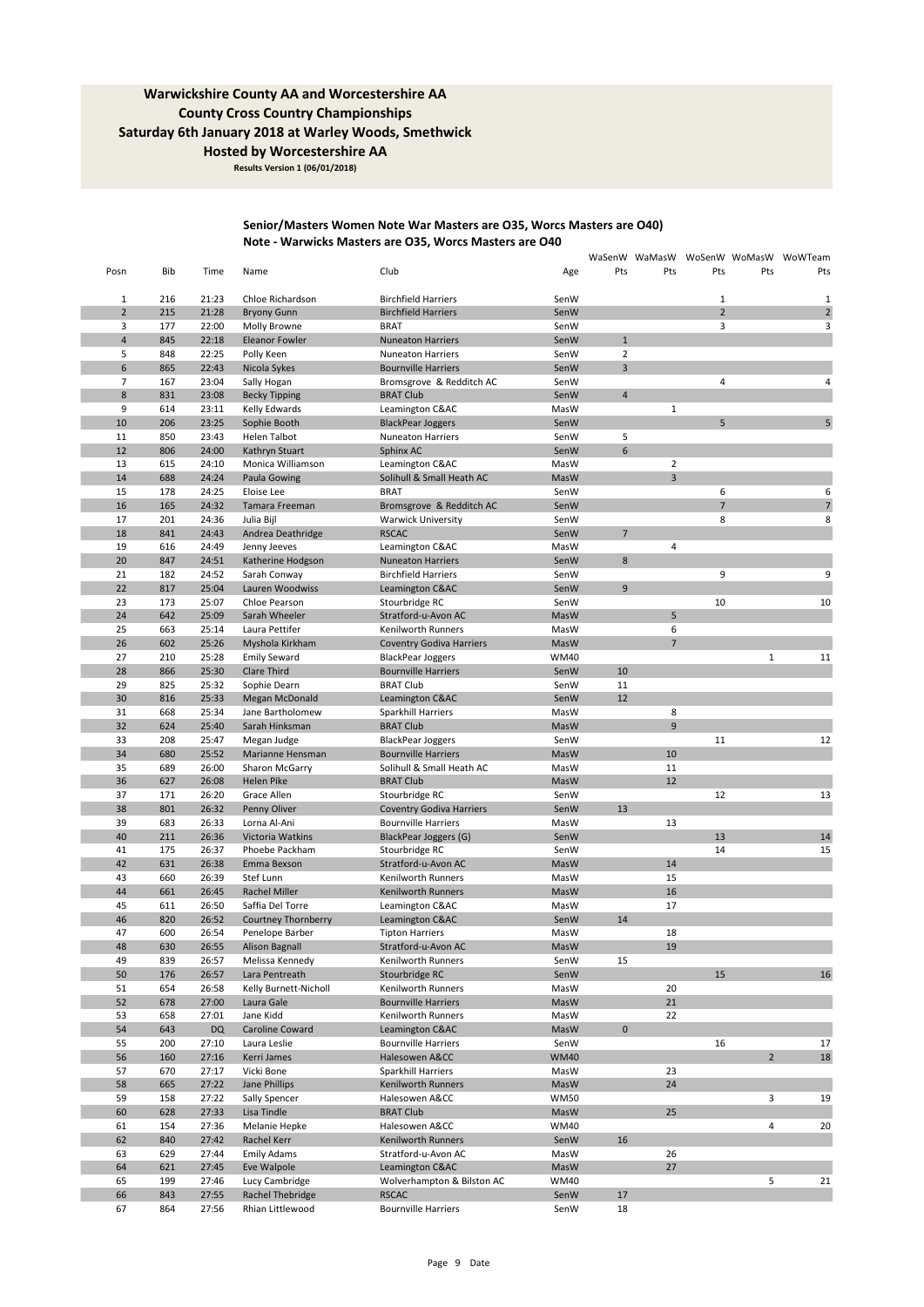# Warwickshire County AA and Worcestershire AA
## County Cross Country Championships
## Saturday 6th January 2018 at Warley Woods, Smethwick
## Hosted by Worcestershire AA

**Results Version 1 (06/01/2018)**

### Senior/Masters Women Note War Masters are O35, Worcs Masters are O40)
### Note - Warwicks Masters are O35, Worcs Masters are O40

| Posn | Bib | Time | Name | Club | Age | WaSenW Pts | WaMasW Pts | WoSenW Pts | WoMasW Pts | WoWTeam Pts |
|---|---|---|---|---|---|---|---|---|---|---|
| 1 | 216 | 21:23 | Chloe Richardson | Birchfield Harriers | SenW | | | 1 | | 1 |
| 2 | 215 | 21:28 | Bryony Gunn | Birchfield Harriers | SenW | | | 2 | | 2 |
| 3 | 177 | 22:00 | Molly Browne | BRAT | SenW | | | 3 | | 3 |
| 4 | 845 | 22:18 | Eleanor Fowler | Nuneaton Harriers | SenW | 1 | | | | |
| 5 | 848 | 22:25 | Polly Keen | Nuneaton Harriers | SenW | 2 | | | | |
| 6 | 865 | 22:43 | Nicola Sykes | Bournville Harriers | SenW | 3 | | | | |
| 7 | 167 | 23:04 | Sally Hogan | Bromsgrove & Redditch AC | SenW | | | 4 | | 4 |
| 8 | 831 | 23:08 | Becky Tipping | BRAT Club | SenW | 4 | | | | |
| 9 | 614 | 23:11 | Kelly Edwards | Leamington C&AC | MasW | | 1 | | | |
| 10 | 206 | 23:25 | Sophie Booth | BlackPear Joggers | SenW | | | 5 | | 5 |
| 11 | 850 | 23:43 | Helen Talbot | Nuneaton Harriers | SenW | 5 | | | | |
| 12 | 806 | 24:00 | Kathryn Stuart | Sphinx AC | SenW | 6 | | | | |
| 13 | 615 | 24:10 | Monica Williamson | Leamington C&AC | MasW | | 2 | | | |
| 14 | 688 | 24:24 | Paula Gowing | Solihull & Small Heath AC | MasW | | 3 | | | |
| 15 | 178 | 24:25 | Eloise Lee | BRAT | SenW | | | 6 | | 6 |
| 16 | 165 | 24:32 | Tamara Freeman | Bromsgrove & Redditch AC | SenW | | | 7 | | 7 |
| 17 | 201 | 24:36 | Julia Bijl | Warwick University | SenW | | | 8 | | 8 |
| 18 | 841 | 24:43 | Andrea Deathridge | RSCAC | SenW | 7 | | | | |
| 19 | 616 | 24:49 | Jenny Jeeves | Leamington C&AC | MasW | | 4 | | | |
| 20 | 847 | 24:51 | Katherine Hodgson | Nuneaton Harriers | SenW | 8 | | | | |
| 21 | 182 | 24:52 | Sarah Conway | Birchfield Harriers | SenW | | | 9 | | 9 |
| 22 | 817 | 25:04 | Lauren Woodwiss | Leamington C&AC | SenW | 9 | | | | |
| 23 | 173 | 25:07 | Chloe Pearson | Stourbridge RC | SenW | | | 10 | | 10 |
| 24 | 642 | 25:09 | Sarah Wheeler | Stratford-u-Avon AC | MasW | | 5 | | | |
| 25 | 663 | 25:14 | Laura Pettifer | Kenilworth Runners | MasW | | 6 | | | |
| 26 | 602 | 25:26 | Myshola Kirkham | Coventry Godiva Harriers | MasW | | 7 | | | |
| 27 | 210 | 25:28 | Emily Seward | BlackPear Joggers | WM40 | | | | 1 | 11 |
| 28 | 866 | 25:30 | Clare Third | Bournville Harriers | SenW | 10 | | | | |
| 29 | 825 | 25:32 | Sophie Dearn | BRAT Club | SenW | 11 | | | | |
| 30 | 816 | 25:33 | Megan McDonald | Leamington C&AC | SenW | 12 | | | | |
| 31 | 668 | 25:34 | Jane Bartholomew | Sparkhill Harriers | MasW | | 8 | | | |
| 32 | 624 | 25:40 | Sarah Hinksman | BRAT Club | MasW | | 9 | | | |
| 33 | 208 | 25:47 | Megan Judge | BlackPear Joggers | SenW | | | 11 | | 12 |
| 34 | 680 | 25:52 | Marianne Hensman | Bournville Harriers | MasW | | 10 | | | |
| 35 | 689 | 26:00 | Sharon McGarry | Solihull & Small Heath AC | MasW | | 11 | | | |
| 36 | 627 | 26:08 | Helen Pike | BRAT Club | MasW | | 12 | | | |
| 37 | 171 | 26:20 | Grace Allen | Stourbridge RC | SenW | | | 12 | | 13 |
| 38 | 801 | 26:32 | Penny Oliver | Coventry Godiva Harriers | SenW | 13 | | | | |
| 39 | 683 | 26:33 | Lorna Al-Ani | Bournville Harriers | MasW | | 13 | | | |
| 40 | 211 | 26:36 | Victoria Watkins | BlackPear Joggers (G) | SenW | | | 13 | | 14 |
| 41 | 175 | 26:37 | Phoebe Packham | Stourbridge RC | SenW | | | 14 | | 15 |
| 42 | 631 | 26:38 | Emma Bexson | Stratford-u-Avon AC | MasW | | 14 | | | |
| 43 | 660 | 26:39 | Stef Lunn | Kenilworth Runners | MasW | | 15 | | | |
| 44 | 661 | 26:45 | Rachel Miller | Kenilworth Runners | MasW | | 16 | | | |
| 45 | 611 | 26:50 | Saffia Del Torre | Leamington C&AC | MasW | | 17 | | | |
| 46 | 820 | 26:52 | Courtney Thornberry | Leamington C&AC | SenW | 14 | | | | |
| 47 | 600 | 26:54 | Penelope Barber | Tipton Harriers | MasW | | 18 | | | |
| 48 | 630 | 26:55 | Alison Bagnall | Stratford-u-Avon AC | MasW | | 19 | | | |
| 49 | 839 | 26:57 | Melissa Kennedy | Kenilworth Runners | SenW | 15 | | | | |
| 50 | 176 | 26:57 | Lara Pentreath | Stourbridge RC | SenW | | | 15 | | 16 |
| 51 | 654 | 26:58 | Kelly Burnett-Nicholl | Kenilworth Runners | MasW | | 20 | | | |
| 52 | 678 | 27:00 | Laura Gale | Bournville Harriers | MasW | | 21 | | | |
| 53 | 658 | 27:01 | Jane Kidd | Kenilworth Runners | MasW | | 22 | | | |
| 54 | 643 | DQ | Caroline Coward | Leamington C&AC | MasW | 0 | | | | |
| 55 | 200 | 27:10 | Laura Leslie | Bournville Harriers | SenW | | | 16 | | 17 |
| 56 | 160 | 27:16 | Kerri James | Halesowen A&CC | WM40 | | | | 2 | 18 |
| 57 | 670 | 27:17 | Vicki Bone | Sparkhill Harriers | MasW | | 23 | | | |
| 58 | 665 | 27:22 | Jane Phillips | Kenilworth Runners | MasW | | 24 | | | |
| 59 | 158 | 27:22 | Sally Spencer | Halesowen A&CC | WM50 | | | | 3 | 19 |
| 60 | 628 | 27:33 | Lisa Tindle | BRAT Club | MasW | | 25 | | | |
| 61 | 154 | 27:36 | Melanie Hepke | Halesowen A&CC | WM40 | | | | 4 | 20 |
| 62 | 840 | 27:42 | Rachel Kerr | Kenilworth Runners | SenW | 16 | | | | |
| 63 | 629 | 27:44 | Emily Adams | Stratford-u-Avon AC | MasW | | 26 | | | |
| 64 | 621 | 27:45 | Eve Walpole | Leamington C&AC | MasW | | 27 | | | |
| 65 | 199 | 27:46 | Lucy Cambridge | Wolverhampton & Bilston AC | WM40 | | | | 5 | 21 |
| 66 | 843 | 27:55 | Rachel Thebridge | RSCAC | SenW | 17 | | | | |
| 67 | 864 | 27:56 | Rhian Littlewood | Bournville Harriers | SenW | 18 | | | | |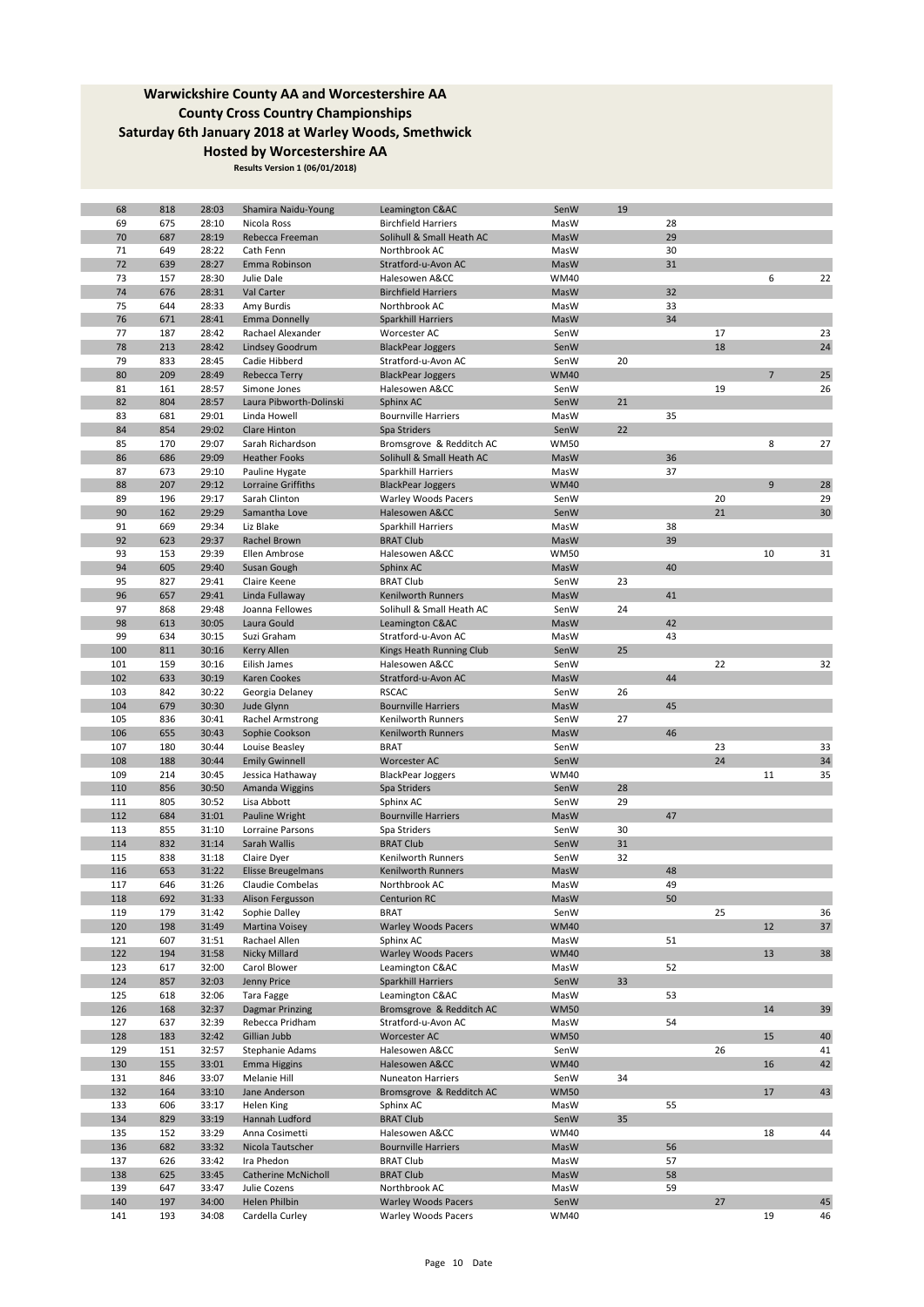## Warwickshire County AA and Worcestershire AA
## County Cross Country Championships
## Saturday 6th January 2018 at Warley Woods, Smethwick
## Hosted by Worcestershire AA

**Results Version 1 (06/01/2018)**

| | | | | | | | | | | |
|---|---|---|---|---|---|---|---|---|---|---|
| 68 | 818 | 28:03 | Shamira Naidu-Young | Leamington C&AC | SenW | 19 | | | | |
| 69 | 675 | 28:10 | Nicola Ross | Birchfield Harriers | MasW | | 28 | | | |
| 70 | 687 | 28:19 | Rebecca Freeman | Solihull & Small Heath AC | MasW | | 29 | | | |
| 71 | 649 | 28:22 | Cath Fenn | Northbrook AC | MasW | | 30 | | | |
| 72 | 639 | 28:27 | Emma Robinson | Stratford-u-Avon AC | MasW | | 31 | | | |
| 73 | 157 | 28:30 | Julie Dale | Halesowen A&CC | WM40 | | | | 6 | 22 |
| 74 | 676 | 28:31 | Val Carter | Birchfield Harriers | MasW | | 32 | | | |
| 75 | 644 | 28:33 | Amy Burdis | Northbrook AC | MasW | | 33 | | | |
| 76 | 671 | 28:41 | Emma Donnelly | Sparkhill Harriers | MasW | | 34 | | | |
| 77 | 187 | 28:42 | Rachael Alexander | Worcester AC | SenW | | | 17 | | 23 |
| 78 | 213 | 28:42 | Lindsey Goodrum | BlackPear Joggers | SenW | | | 18 | | 24 |
| 79 | 833 | 28:45 | Cadie Hibberd | Stratford-u-Avon AC | SenW | 20 | | | | |
| 80 | 209 | 28:49 | Rebecca Terry | BlackPear Joggers | WM40 | | | | 7 | 25 |
| 81 | 161 | 28:57 | Simone Jones | Halesowen A&CC | SenW | | | 19 | | 26 |
| 82 | 804 | 28:57 | Laura Pibworth-Dolinski | Sphinx AC | SenW | 21 | | | | |
| 83 | 681 | 29:01 | Linda Howell | Bournville Harriers | MasW | | 35 | | | |
| 84 | 854 | 29:02 | Clare Hinton | Spa Striders | SenW | 22 | | | | |
| 85 | 170 | 29:07 | Sarah Richardson | Bromsgrove & Redditch AC | WM50 | | | | 8 | 27 |
| 86 | 686 | 29:09 | Heather Fooks | Solihull & Small Heath AC | MasW | | 36 | | | |
| 87 | 673 | 29:10 | Pauline Hygate | Sparkhill Harriers | MasW | | 37 | | | |
| 88 | 207 | 29:12 | Lorraine Griffiths | BlackPear Joggers | WM40 | | | | 9 | 28 |
| 89 | 196 | 29:17 | Sarah Clinton | Warley Woods Pacers | SenW | | | 20 | | 29 |
| 90 | 162 | 29:29 | Samantha Love | Halesowen A&CC | SenW | | | 21 | | 30 |
| 91 | 669 | 29:34 | Liz Blake | Sparkhill Harriers | MasW | | 38 | | | |
| 92 | 623 | 29:37 | Rachel Brown | BRAT Club | MasW | | 39 | | | |
| 93 | 153 | 29:39 | Ellen Ambrose | Halesowen A&CC | WM50 | | | | 10 | 31 |
| 94 | 605 | 29:40 | Susan Gough | Sphinx AC | MasW | | 40 | | | |
| 95 | 827 | 29:41 | Claire Keene | BRAT Club | SenW | 23 | | | | |
| 96 | 657 | 29:41 | Linda Fullaway | Kenilworth Runners | MasW | | 41 | | | |
| 97 | 868 | 29:48 | Joanna Fellowes | Solihull & Small Heath AC | SenW | 24 | | | | |
| 98 | 613 | 30:05 | Laura Gould | Leamington C&AC | MasW | | 42 | | | |
| 99 | 634 | 30:15 | Suzi Graham | Stratford-u-Avon AC | MasW | | 43 | | | |
| 100 | 811 | 30:16 | Kerry Allen | Kings Heath Running Club | SenW | 25 | | | | |
| 101 | 159 | 30:16 | Eilish James | Halesowen A&CC | SenW | | | 22 | | 32 |
| 102 | 633 | 30:19 | Karen Cookes | Stratford-u-Avon AC | MasW | | 44 | | | |
| 103 | 842 | 30:22 | Georgia Delaney | RSCAC | SenW | 26 | | | | |
| 104 | 679 | 30:30 | Jude Glynn | Bournville Harriers | MasW | | 45 | | | |
| 105 | 836 | 30:41 | Rachel Armstrong | Kenilworth Runners | SenW | 27 | | | | |
| 106 | 655 | 30:43 | Sophie Cookson | Kenilworth Runners | MasW | | 46 | | | |
| 107 | 180 | 30:44 | Louise Beasley | BRAT | SenW | | | 23 | | 33 |
| 108 | 188 | 30:44 | Emily Gwinnell | Worcester AC | SenW | | | 24 | | 34 |
| 109 | 214 | 30:45 | Jessica Hathaway | BlackPear Joggers | WM40 | | | | 11 | 35 |
| 110 | 856 | 30:50 | Amanda Wiggins | Spa Striders | SenW | 28 | | | | |
| 111 | 805 | 30:52 | Lisa Abbott | Sphinx AC | SenW | 29 | | | | |
| 112 | 684 | 31:01 | Pauline Wright | Bournville Harriers | MasW | | 47 | | | |
| 113 | 855 | 31:10 | Lorraine Parsons | Spa Striders | SenW | 30 | | | | |
| 114 | 832 | 31:14 | Sarah Wallis | BRAT Club | SenW | 31 | | | | |
| 115 | 838 | 31:18 | Claire Dyer | Kenilworth Runners | SenW | 32 | | | | |
| 116 | 653 | 31:22 | Elisse Breugelmans | Kenilworth Runners | MasW | | 48 | | | |
| 117 | 646 | 31:26 | Claudie Combelas | Northbrook AC | MasW | | 49 | | | |
| 118 | 692 | 31:33 | Alison Fergusson | Centurion RC | MasW | | 50 | | | |
| 119 | 179 | 31:42 | Sophie Dalley | BRAT | SenW | | | 25 | | 36 |
| 120 | 198 | 31:49 | Martina Voisey | Warley Woods Pacers | WM40 | | | | 12 | 37 |
| 121 | 607 | 31:51 | Rachael Allen | Sphinx AC | MasW | | 51 | | | |
| 122 | 194 | 31:58 | Nicky Millard | Warley Woods Pacers | WM40 | | | | 13 | 38 |
| 123 | 617 | 32:00 | Carol Blower | Leamington C&AC | MasW | | 52 | | | |
| 124 | 857 | 32:03 | Jenny Price | Sparkhill Harriers | SenW | 33 | | | | |
| 125 | 618 | 32:06 | Tara Fagge | Leamington C&AC | MasW | | 53 | | | |
| 126 | 168 | 32:37 | Dagmar Prinzing | Bromsgrove & Redditch AC | WM50 | | | | 14 | 39 |
| 127 | 637 | 32:39 | Rebecca Pridham | Stratford-u-Avon AC | MasW | | 54 | | | |
| 128 | 183 | 32:42 | Gillian Jubb | Worcester AC | WM50 | | | | 15 | 40 |
| 129 | 151 | 32:57 | Stephanie Adams | Halesowen A&CC | SenW | | | 26 | | 41 |
| 130 | 155 | 33:01 | Emma Higgins | Halesowen A&CC | WM40 | | | | 16 | 42 |
| 131 | 846 | 33:07 | Melanie Hill | Nuneaton Harriers | SenW | 34 | | | | |
| 132 | 164 | 33:10 | Jane Anderson | Bromsgrove & Redditch AC | WM50 | | | | 17 | 43 |
| 133 | 606 | 33:17 | Helen King | Sphinx AC | MasW | | 55 | | | |
| 134 | 829 | 33:19 | Hannah Ludford | BRAT Club | SenW | 35 | | | | |
| 135 | 152 | 33:29 | Anna Cosimetti | Halesowen A&CC | WM40 | | | | 18 | 44 |
| 136 | 682 | 33:32 | Nicola Tautscher | Bournville Harriers | MasW | | 56 | | | |
| 137 | 626 | 33:42 | Ira Phedon | BRAT Club | MasW | | 57 | | | |
| 138 | 625 | 33:45 | Catherine McNicholl | BRAT Club | MasW | | 58 | | | |
| 139 | 647 | 33:47 | Julie Cozens | Northbrook AC | MasW | | 59 | | | |
| 140 | 197 | 34:00 | Helen Philbin | Warley Woods Pacers | SenW | | | 27 | | 45 |
| 141 | 193 | 34:08 | Cardella Curley | Warley Woods Pacers | WM40 | | | | 19 | 46 |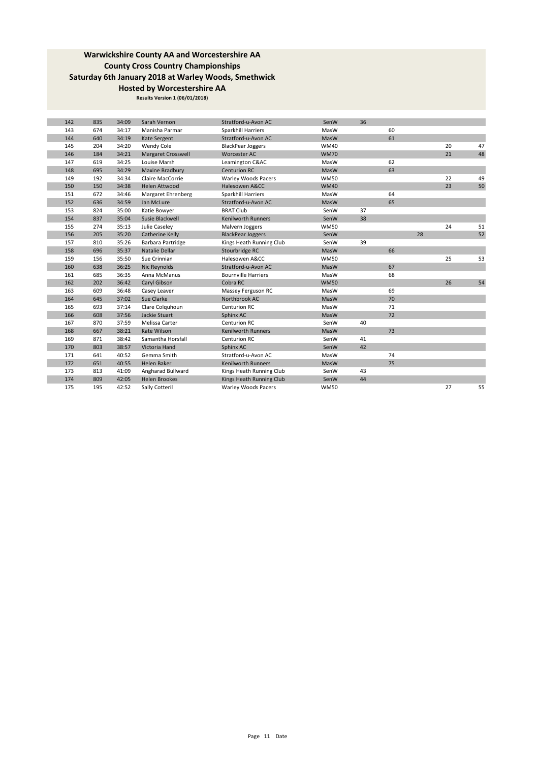## Warwickshire County AA and Worcestershire AA
## County Cross Country Championships
## Saturday 6th January 2018 at Warley Woods, Smethwick
## Hosted by Worcestershire AA

**Results Version 1 (06/01/2018)**

| | | | | | | | | | | |
|---|---|---|---|---|---|---|---|---|---|---|
| 142 | 835 | 34:09 | Sarah Vernon | Stratford-u-Avon AC | SenW | 36 | | | | |
| 143 | 674 | 34:17 | Manisha Parmar | Sparkhill Harriers | MasW | | 60 | | | |
| 144 | 640 | 34:19 | Kate Sergent | Stratford-u-Avon AC | MasW | | 61 | | | |
| 145 | 204 | 34:20 | Wendy Cole | BlackPear Joggers | WM40 | | | | 20 | 47 |
| 146 | 184 | 34:21 | Margaret Crosswell | Worcester AC | WM70 | | | | 21 | 48 |
| 147 | 619 | 34:25 | Louise Marsh | Leamington C&AC | MasW | | 62 | | | |
| 148 | 695 | 34:29 | Maxine Bradbury | Centurion RC | MasW | | 63 | | | |
| 149 | 192 | 34:34 | Claire MacCorrie | Warley Woods Pacers | WM50 | | | | 22 | 49 |
| 150 | 150 | 34:38 | Helen Attwood | Halesowen A&CC | WM40 | | | | 23 | 50 |
| 151 | 672 | 34:46 | Margaret Ehrenberg | Sparkhill Harriers | MasW | | 64 | | | |
| 152 | 636 | 34:59 | Jan McLure | Stratford-u-Avon AC | MasW | | 65 | | | |
| 153 | 824 | 35:00 | Katie Bowyer | BRAT Club | SenW | 37 | | | | |
| 154 | 837 | 35:04 | Susie Blackwell | Kenilworth Runners | SenW | 38 | | | | |
| 155 | 274 | 35:13 | Julie Caseley | Malvern Joggers | WM50 | | | | 24 | 51 |
| 156 | 205 | 35:20 | Catherine Kelly | BlackPear Joggers | SenW | | | 28 | | 52 |
| 157 | 810 | 35:26 | Barbara Partridge | Kings Heath Running Club | SenW | 39 | | | | |
| 158 | 696 | 35:37 | Natalie Dellar | Stourbridge RC | MasW | | 66 | | | |
| 159 | 156 | 35:50 | Sue Crinnian | Halesowen A&CC | WM50 | | | | 25 | 53 |
| 160 | 638 | 36:25 | Nic Reynolds | Stratford-u-Avon AC | MasW | | 67 | | | |
| 161 | 685 | 36:35 | Anna McManus | Bournville Harriers | MasW | | 68 | | | |
| 162 | 202 | 36:42 | Caryl Gibson | Cobra RC | WM50 | | | | 26 | 54 |
| 163 | 609 | 36:48 | Casey Leaver | Massey Ferguson RC | MasW | | 69 | | | |
| 164 | 645 | 37:02 | Sue Clarke | Northbrook AC | MasW | | 70 | | | |
| 165 | 693 | 37:14 | Clare Colquhoun | Centurion RC | MasW | | 71 | | | |
| 166 | 608 | 37:56 | Jackie Stuart | Sphinx AC | MasW | | 72 | | | |
| 167 | 870 | 37:59 | Melissa Carter | Centurion RC | SenW | 40 | | | | |
| 168 | 667 | 38:21 | Kate Wilson | Kenilworth Runners | MasW | | 73 | | | |
| 169 | 871 | 38:42 | Samantha Horsfall | Centurion RC | SenW | 41 | | | | |
| 170 | 803 | 38:57 | Victoria Hand | Sphinx AC | SenW | 42 | | | | |
| 171 | 641 | 40:52 | Gemma Smith | Stratford-u-Avon AC | MasW | | 74 | | | |
| 172 | 651 | 40:55 | Helen Baker | Kenilworth Runners | MasW | | 75 | | | |
| 173 | 813 | 41:09 | Angharad Bullward | Kings Heath Running Club | SenW | 43 | | | | |
| 174 | 809 | 42:05 | Helen Brookes | Kings Heath Running Club | SenW | 44 | | | | |
| 175 | 195 | 42:52 | Sally Cotteril | Warley Woods Pacers | WM50 | | | | 27 | 55 |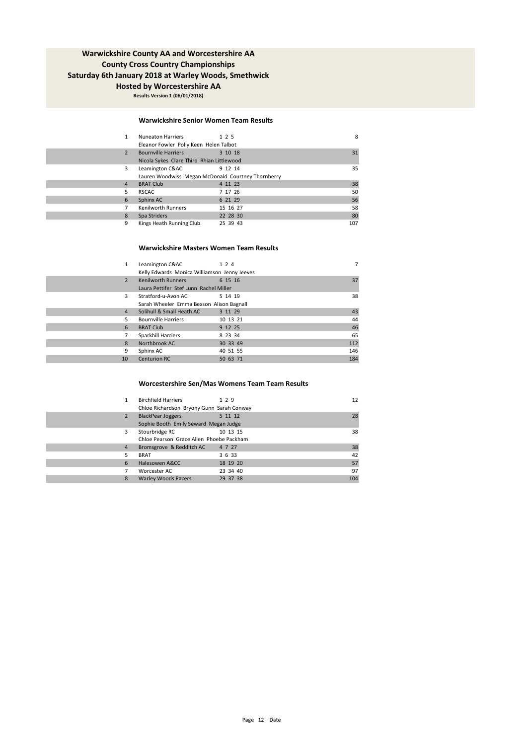# Warwickshire County AA and Worcestershire AA
## County Cross Country Championships
## Saturday 6th January 2018 at Warley Woods, Smethwick
## Hosted by Worcestershire AA

**Results Version 1 (06/01/2018)**

### Warwickshire Senior Women Team Results

| Pos | Team | Positions | Points |
|---|---|---|---|
| 1 | Nuneaton Harriers | 1 2 5 | 8 |
| | Eleanor Fowler Polly Keen Helen Talbot | | |
| 2 | Bournville Harriers | 3 10 18 | 31 |
| | Nicola Sykes Clare Third Rhian Littlewood | | |
| 3 | Leamington C&AC | 9 12 14 | 35 |
| | Lauren Woodwiss Megan McDonald Courtney Thornberry | | |
| 4 | BRAT Club | 4 11 23 | 38 |
| 5 | RSCAC | 7 17 26 | 50 |
| 6 | Sphinx AC | 6 21 29 | 56 |
| 7 | Kenilworth Runners | 15 16 27 | 58 |
| 8 | Spa Striders | 22 28 30 | 80 |
| 9 | Kings Heath Running Club | 25 39 43 | 107 |

### Warwickshire Masters Women Team Results

| Pos | Team | Positions | Points |
|---|---|---|---|
| 1 | Leamington C&AC | 1 2 4 | 7 |
| | Kelly Edwards Monica Williamson Jenny Jeeves | | |
| 2 | Kenilworth Runners | 6 15 16 | 37 |
| | Laura Pettifer Stef Lunn Rachel Miller | | |
| 3 | Stratford-u-Avon AC | 5 14 19 | 38 |
| | Sarah Wheeler Emma Bexson Alison Bagnall | | |
| 4 | Solihull & Small Heath AC | 3 11 29 | 43 |
| 5 | Bournville Harriers | 10 13 21 | 44 |
| 6 | BRAT Club | 9 12 25 | 46 |
| 7 | Sparkhill Harriers | 8 23 34 | 65 |
| 8 | Northbrook AC | 30 33 49 | 112 |
| 9 | Sphinx AC | 40 51 55 | 146 |
| 10 | Centurion RC | 50 63 71 | 184 |

### Worcestershire Sen/Mas Womens Team Team Results

| Pos | Team | Positions | Points |
|---|---|---|---|
| 1 | Birchfield Harriers | 1 2 9 | 12 |
| | Chloe Richardson Bryony Gunn Sarah Conway | | |
| 2 | BlackPear Joggers | 5 11 12 | 28 |
| | Sophie Booth Emily Seward Megan Judge | | |
| 3 | Stourbridge RC | 10 13 15 | 38 |
| | Chloe Pearson Grace Allen Phoebe Packham | | |
| 4 | Bromsgrove & Redditch AC | 4 7 27 | 38 |
| 5 | BRAT | 3 6 33 | 42 |
| 6 | Halesowen A&CC | 18 19 20 | 57 |
| 7 | Worcester AC | 23 34 40 | 97 |
| 8 | Warley Woods Pacers | 29 37 38 | 104 |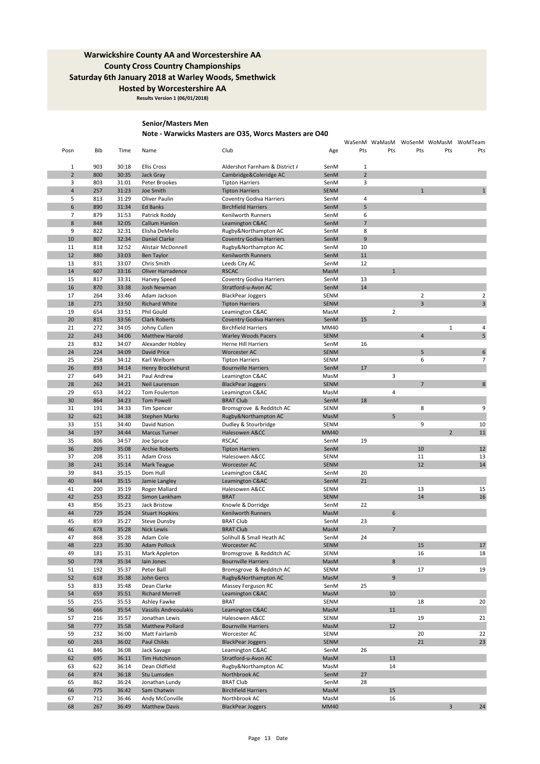## Warwickshire County AA and Worcestershire AA
## County Cross Country Championships
## Saturday 6th January 2018 at Warley Woods, Smethwick
## Hosted by Worcestershire AA

**Results Version 1 (06/01/2018)**

### Senior/Masters Men

**Note - Warwicks Masters are O35, Worcs Masters are O40**

| Posn | Bib | Time | Name | Club | Age | WaSenM Pts | WaMasM Pts | WoSenM Pts | WoMasM Pts | WoMTeam Pts |
|---|---|---|---|---|---|---|---|---|---|---|
| 1 | 903 | 30:18 | Ellis Cross | Aldershot Farnham & District A | SenM | 1 | | | | |
| 2 | 800 | 30:35 | Jack Gray | Cambridge&Coleridge AC | SenM | 2 | | | | |
| 3 | 803 | 31:01 | Peter Brookes | Tipton Harriers | SenM | 3 | | | | |
| 4 | 257 | 31:23 | Joe Smith | Tipton Harriers | SENM | | | 1 | | 1 |
| 5 | 813 | 31:29 | Oliver Paulin | Coventry Godiva Harriers | SenM | 4 | | | | |
| 6 | 890 | 31:34 | Ed Banks | Birchfield Harriers | SenM | 5 | | | | |
| 7 | 879 | 31:53 | Patrick Roddy | Kenilworth Runners | SenM | 6 | | | | |
| 8 | 848 | 32:05 | Callum Hanlon | Leamington C&AC | SenM | 7 | | | | |
| 9 | 822 | 32:31 | Elisha DeMello | Rugby&Northampton AC | SenM | 8 | | | | |
| 10 | 807 | 32:34 | Daniel Clarke | Coventry Godiva Harriers | SenM | 9 | | | | |
| 11 | 818 | 32:52 | Alistair McDonnell | Rugby&Northampton AC | SenM | 10 | | | | |
| 12 | 880 | 33:03 | Ben Taylor | Kenilworth Runners | SenM | 11 | | | | |
| 13 | 831 | 33:07 | Chris Smith | Leeds City AC | SenM | 12 | | | | |
| 14 | 607 | 33:16 | Oliver Harradence | RSCAC | MasM | | 1 | | | |
| 15 | 817 | 33:31 | Harvey Speed | Coventry Godiva Harriers | SenM | 13 | | | | |
| 16 | 870 | 33:38 | Josh Newman | Stratford-u-Avon AC | SenM | 14 | | | | |
| 17 | 264 | 33:46 | Adam Jackson | BlackPear Joggers | SENM | | | 2 | | 2 |
| 18 | 271 | 33:50 | Richard White | Tipton Harriers | SENM | | | 3 | | 3 |
| 19 | 654 | 33:51 | Phil Gould | Leamington C&AC | MasM | | 2 | | | |
| 20 | 815 | 33:56 | Clark Roberts | Coventry Godiva Harriers | SenM | 15 | | | | |
| 21 | 272 | 34:05 | Johny Cullen | Birchfield Harriers | MM40 | | | | 1 | 4 |
| 22 | 243 | 34:06 | Matthew Harold | Warley Woods Pacers | SENM | | | 4 | | 5 |
| 23 | 832 | 34:07 | Alexander Hobley | Herne Hill Harriers | SenM | 16 | | | | |
| 24 | 224 | 34:09 | David Price | Worcester AC | SENM | | | 5 | | 6 |
| 25 | 258 | 34:12 | Karl Welborn | Tipton Harriers | SENM | | | 6 | | 7 |
| 26 | 893 | 34:14 | Henry Brocklehurst | Bournville Harriers | SenM | 17 | | | | |
| 27 | 649 | 34:21 | Paul Andrew | Leamington C&AC | MasM | | 3 | | | |
| 28 | 262 | 34:21 | Neil Laurenson | BlackPear Joggers | SENM | | | 7 | | 8 |
| 29 | 653 | 34:22 | Tom Foulerton | Leamington C&AC | MasM | | 4 | | | |
| 30 | 864 | 34:23 | Tom Powell | BRAT Club | SenM | 18 | | | | |
| 31 | 191 | 34:33 | Tim Spencer | Bromsgrove & Redditch AC | SENM | | | 8 | | 9 |
| 32 | 621 | 34:38 | Stephen Marks | Rugby&Northampton AC | MasM | | 5 | | | |
| 33 | 151 | 34:40 | David Nation | Dudley & Stourbridge | SENM | | | 9 | | 10 |
| 34 | 197 | 34:44 | Marcus Turner | Halesowen A&CC | MM40 | | | | 2 | 11 |
| 35 | 806 | 34:57 | Joe Spruce | RSCAC | SenM | 19 | | | | |
| 36 | 269 | 35:08 | Archie Roberts | Tipton Harriers | SenM | | | 10 | | 12 |
| 37 | 208 | 35:11 | Adam Cross | Halesowen A&CC | SENM | | | 11 | | 13 |
| 38 | 241 | 35:14 | Mark Teague | Worcester AC | SENM | | | 12 | | 14 |
| 39 | 843 | 35:15 | Dom Hull | Leamington C&AC | SenM | 20 | | | | |
| 40 | 844 | 35:15 | Jamie Langley | Leamington C&AC | SenM | 21 | | | | |
| 41 | 200 | 35:19 | Roger Mallard | Halesowen A&CC | SENM | | | 13 | | 15 |
| 42 | 253 | 35:22 | Simon Lankham | BRAT | SENM | | | 14 | | 16 |
| 43 | 856 | 35:23 | Jack Bristow | Knowle & Dorridge | SenM | 22 | | | | |
| 44 | 729 | 35:24 | Stuart Hopkins | Kenilworth Runners | MasM | | 6 | | | |
| 45 | 859 | 35:27 | Steve Dunsby | BRAT Club | SenM | 23 | | | | |
| 46 | 678 | 35:28 | Nick Lewis | BRAT Club | MasM | | 7 | | | |
| 47 | 868 | 35:28 | Adam Cole | Solihull & Small Heath AC | SenM | 24 | | | | |
| 48 | 223 | 35:30 | Adam Pollock | Worcester AC | SENM | | | 15 | | 17 |
| 49 | 181 | 35:31 | Mark Appleton | Bromsgrove & Redditch AC | SENM | | | 16 | | 18 |
| 50 | 778 | 35:34 | Iain Jones | Bournville Harriers | MasM | | 8 | | | |
| 51 | 192 | 35:37 | Peter Ball | Bromsgrove & Redditch AC | SENM | | | 17 | | 19 |
| 52 | 618 | 35:38 | John Gercs | Rugby&Northampton AC | MasM | | 9 | | | |
| 53 | 833 | 35:48 | Dean Clarke | Massey Ferguson RC | SenM | 25 | | | | |
| 54 | 659 | 35:51 | Richard Merrell | Leamington C&AC | MasM | | 10 | | | |
| 55 | 255 | 35:53 | Ashley Fawke | BRAT | SENM | | | 18 | | 20 |
| 56 | 666 | 35:54 | Vassilis Andreoulakis | Leamington C&AC | MasM | | 11 | | | |
| 57 | 216 | 35:57 | Jonathan Lewis | Halesowen A&CC | SENM | | | 19 | | 21 |
| 58 | 777 | 35:58 | Matthew Pollard | Bournville Harriers | MasM | | 12 | | | |
| 59 | 232 | 36:00 | Matt Fairlamb | Worcester AC | SENM | | | 20 | | 22 |
| 60 | 263 | 36:02 | Paul Childs | BlackPear Joggers | SENM | | | 21 | | 23 |
| 61 | 846 | 36:08 | Jack Savage | Leamington C&AC | SenM | 26 | | | | |
| 62 | 695 | 36:11 | Tim Hutchinson | Stratford-u-Avon AC | MasM | | 13 | | | |
| 63 | 622 | 36:14 | Dean Oldfield | Rugby&Northampton AC | MasM | | 14 | | | |
| 64 | 874 | 36:18 | Stu Lumsden | Northbrook AC | SenM | 27 | | | | |
| 65 | 862 | 36:24 | Jonathan Lundy | BRAT Club | SenM | 28 | | | | |
| 66 | 775 | 36:42 | Sam Chatwin | Birchfield Harriers | MasM | | 15 | | | |
| 67 | 712 | 36:46 | Andy McConville | Northbrook AC | MasM | | 16 | | | |
| 68 | 267 | 36:49 | Matthew Davis | BlackPear Joggers | MM40 | | | | 3 | 24 |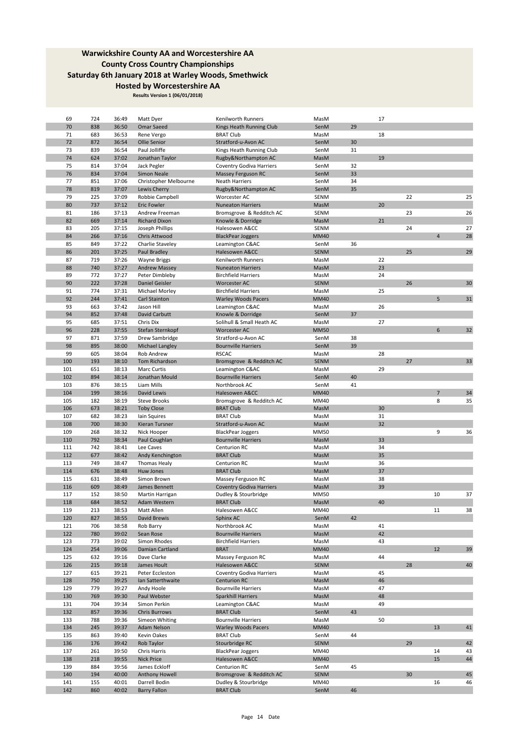# Warwickshire County AA and Worcestershire AA
## County Cross Country Championships
## Saturday 6th January 2018 at Warley Woods, Smethwick
## Hosted by Worcestershire AA

**Results Version 1 (06/01/2018)**

| | | | | | | | | | | |
|---|---|---|---|---|---|---|---|---|---|---|
| 69 | 724 | 36:49 | Matt Dyer | Kenilworth Runners | MasM | | 17 | | | |
| 70 | 838 | 36:50 | Omar Saeed | Kings Heath Running Club | SenM | 29 | | | | |
| 71 | 683 | 36:53 | Rene Vergo | BRAT Club | MasM | | 18 | | | |
| 72 | 872 | 36:54 | Ollie Senior | Stratford-u-Avon AC | SenM | 30 | | | | |
| 73 | 839 | 36:54 | Paul Jolliffe | Kings Heath Running Club | SenM | 31 | | | | |
| 74 | 624 | 37:02 | Jonathan Taylor | Rugby&Northampton AC | MasM | | 19 | | | |
| 75 | 814 | 37:04 | Jack Pegler | Coventry Godiva Harriers | SenM | 32 | | | | |
| 76 | 834 | 37:04 | Simon Neale | Massey Ferguson RC | SenM | 33 | | | | |
| 77 | 851 | 37:06 | Christopher Melbourne | Neath Harriers | SenM | 34 | | | | |
| 78 | 819 | 37:07 | Lewis Cherry | Rugby&Northampton AC | SenM | 35 | | | | |
| 79 | 225 | 37:09 | Robbie Campbell | Worcester AC | SENM | | | 22 | | 25 |
| 80 | 737 | 37:12 | Eric Fowler | Nuneaton Harriers | MasM | | 20 | | | |
| 81 | 186 | 37:13 | Andrew Freeman | Bromsgrove & Redditch AC | SENM | | | 23 | | 26 |
| 82 | 669 | 37:14 | Richard Dixon | Knowle & Dorridge | MasM | | 21 | | | |
| 83 | 205 | 37:15 | Joseph Phillips | Halesowen A&CC | SENM | | | 24 | | 27 |
| 84 | 266 | 37:16 | Chris Attwood | BlackPear Joggers | MM40 | | | | 4 | 28 |
| 85 | 849 | 37:22 | Charlie Staveley | Leamington C&AC | SenM | 36 | | | | |
| 86 | 201 | 37:25 | Paul Bradley | Halesowen A&CC | SENM | | | 25 | | 29 |
| 87 | 719 | 37:26 | Wayne Briggs | Kenilworth Runners | MasM | | 22 | | | |
| 88 | 740 | 37:27 | Andrew Massey | Nuneaton Harriers | MasM | | 23 | | | |
| 89 | 772 | 37:27 | Peter Dimbleby | Birchfield Harriers | MasM | | 24 | | | |
| 90 | 222 | 37:28 | Daniel Geisler | Worcester AC | SENM | | | 26 | | 30 |
| 91 | 774 | 37:31 | Michael Morley | Birchfield Harriers | MasM | | 25 | | | |
| 92 | 244 | 37:41 | Carl Stainton | Warley Woods Pacers | MM40 | | | | 5 | 31 |
| 93 | 663 | 37:42 | Jason Hill | Leamington C&AC | MasM | | 26 | | | |
| 94 | 852 | 37:48 | David Carbutt | Knowle & Dorridge | SenM | 37 | | | | |
| 95 | 685 | 37:51 | Chris Dix | Solihull & Small Heath AC | MasM | | 27 | | | |
| 96 | 228 | 37:55 | Stefan Sternkopf | Worcester AC | MM50 | | | | 6 | 32 |
| 97 | 871 | 37:59 | Drew Sambridge | Stratford-u-Avon AC | SenM | 38 | | | | |
| 98 | 895 | 38:00 | Michael Langley | Bournville Harriers | SenM | 39 | | | | |
| 99 | 605 | 38:04 | Rob Andrew | RSCAC | MasM | | 28 | | | |
| 100 | 193 | 38:10 | Tom Richardson | Bromsgrove & Redditch AC | SENM | | | 27 | | 33 |
| 101 | 651 | 38:13 | Marc Curtis | Leamington C&AC | MasM | | 29 | | | |
| 102 | 894 | 38:14 | Jonathan Mould | Bournville Harriers | SenM | 40 | | | | |
| 103 | 876 | 38:15 | Liam Mills | Northbrook AC | SenM | 41 | | | | |
| 104 | 199 | 38:16 | David Lewis | Halesowen A&CC | MM40 | | | | 7 | 34 |
| 105 | 182 | 38:19 | Steve Brooks | Bromsgrove & Redditch AC | MM40 | | | | 8 | 35 |
| 106 | 673 | 38:21 | Toby Close | BRAT Club | MasM | | 30 | | | |
| 107 | 682 | 38:23 | Iain Squires | BRAT Club | MasM | | 31 | | | |
| 108 | 700 | 38:30 | Kieran Tursner | Stratford-u-Avon AC | MasM | | 32 | | | |
| 109 | 268 | 38:32 | Nick Hooper | BlackPear Joggers | MM50 | | | | 9 | 36 |
| 110 | 792 | 38:34 | Paul Coughlan | Bournville Harriers | MasM | | 33 | | | |
| 111 | 742 | 38:41 | Lee Caves | Centurion RC | MasM | | 34 | | | |
| 112 | 677 | 38:42 | Andy Kenchington | BRAT Club | MasM | | 35 | | | |
| 113 | 749 | 38:47 | Thomas Healy | Centurion RC | MasM | | 36 | | | |
| 114 | 676 | 38:48 | Huw Jones | BRAT Club | MasM | | 37 | | | |
| 115 | 631 | 38:49 | Simon Brown | Massey Ferguson RC | MasM | | 38 | | | |
| 116 | 609 | 38:49 | James Bennett | Coventry Godiva Harriers | MasM | | 39 | | | |
| 117 | 152 | 38:50 | Martin Harrigan | Dudley & Stourbridge | MM50 | | | | 10 | 37 |
| 118 | 684 | 38:52 | Adam Western | BRAT Club | MasM | | 40 | | | |
| 119 | 213 | 38:53 | Matt Allen | Halesowen A&CC | MM40 | | | | 11 | 38 |
| 120 | 827 | 38:55 | David Brewis | Sphinx AC | SenM | 42 | | | | |
| 121 | 706 | 38:58 | Rob Barry | Northbrook AC | MasM | | 41 | | | |
| 122 | 780 | 39:02 | Sean Rose | Bournville Harriers | MasM | | 42 | | | |
| 123 | 773 | 39:02 | Simon Rhodes | Birchfield Harriers | MasM | | 43 | | | |
| 124 | 254 | 39:06 | Damian Cartland | BRAT | MM40 | | | | 12 | 39 |
| 125 | 632 | 39:16 | Dave Clarke | Massey Ferguson RC | MasM | | 44 | | | |
| 126 | 215 | 39:18 | James Hoult | Halesowen A&CC | SENM | | | 28 | | 40 |
| 127 | 615 | 39:21 | Peter Eccleston | Coventry Godiva Harriers | MasM | | 45 | | | |
| 128 | 750 | 39:25 | Ian Satterthwaite | Centurion RC | MasM | | 46 | | | |
| 129 | 779 | 39:27 | Andy Hoole | Bournville Harriers | MasM | | 47 | | | |
| 130 | 769 | 39:30 | Paul Webster | Sparkhill Harriers | MasM | | 48 | | | |
| 131 | 704 | 39:34 | Simon Perkin | Leamington C&AC | MasM | | 49 | | | |
| 132 | 857 | 39:36 | Chris Burrows | BRAT Club | SenM | 43 | | | | |
| 133 | 788 | 39:36 | Simeon Whiting | Bournville Harriers | MasM | | 50 | | | |
| 134 | 245 | 39:37 | Adam Nelson | Warley Woods Pacers | MM40 | | | | 13 | 41 |
| 135 | 863 | 39:40 | Kevin Oakes | BRAT Club | SenM | 44 | | | | |
| 136 | 176 | 39:42 | Rob Taylor | Stourbridge RC | SENM | | | 29 | | 42 |
| 137 | 261 | 39:50 | Chris Harris | BlackPear Joggers | MM40 | | | | 14 | 43 |
| 138 | 218 | 39:55 | Nick Price | Halesowen A&CC | MM40 | | | | 15 | 44 |
| 139 | 884 | 39:56 | James Eckloff | Centurion RC | SenM | 45 | | | | |
| 140 | 194 | 40:00 | Anthony Howell | Bromsgrove & Redditch AC | SENM | | | 30 | | 45 |
| 141 | 155 | 40:01 | Darrell Bodin | Dudley & Stourbridge | MM40 | | | | 16 | 46 |
| 142 | 860 | 40:02 | Barry Fallon | BRAT Club | SenM | 46 | | | | |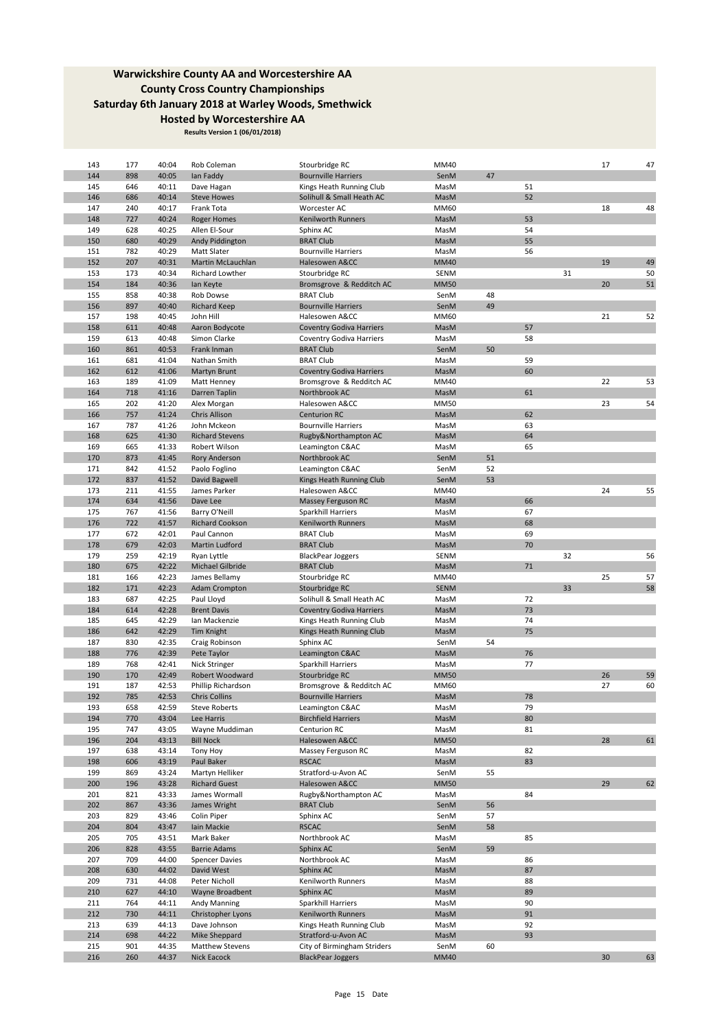## Warwickshire County AA and Worcestershire AA
## County Cross Country Championships
## Saturday 6th January 2018 at Warley Woods, Smethwick
## Hosted by Worcestershire AA

**Results Version 1 (06/01/2018)**

| | | | | | | | | | | |
|---|---|---|---|---|---|---|---|---|---|---|
| 143 | 177 | 40:04 | Rob Coleman | Stourbridge RC | MM40 | | | | 17 | 47 |
| 144 | 898 | 40:05 | Ian Faddy | Bournville Harriers | SenM | 47 | | | | |
| 145 | 646 | 40:11 | Dave Hagan | Kings Heath Running Club | MasM | | 51 | | | |
| 146 | 686 | 40:14 | Steve Howes | Solihull & Small Heath AC | MasM | | 52 | | | |
| 147 | 240 | 40:17 | Frank Tota | Worcester AC | MM60 | | | | 18 | 48 |
| 148 | 727 | 40:24 | Roger Homes | Kenilworth Runners | MasM | | 53 | | | |
| 149 | 628 | 40:25 | Allen El-Sour | Sphinx AC | MasM | | 54 | | | |
| 150 | 680 | 40:29 | Andy Piddington | BRAT Club | MasM | | 55 | | | |
| 151 | 782 | 40:29 | Matt Slater | Bournville Harriers | MasM | | 56 | | | |
| 152 | 207 | 40:31 | Martin McLauchlan | Halesowen A&CC | MM40 | | | | 19 | 49 |
| 153 | 173 | 40:34 | Richard Lowther | Stourbridge RC | SENM | | | 31 | | 50 |
| 154 | 184 | 40:36 | Ian Keyte | Bromsgrove & Redditch AC | MM50 | | | | 20 | 51 |
| 155 | 858 | 40:38 | Rob Dowse | BRAT Club | SenM | 48 | | | | |
| 156 | 897 | 40:40 | Richard Keep | Bournville Harriers | SenM | 49 | | | | |
| 157 | 198 | 40:45 | John Hill | Halesowen A&CC | MM60 | | | | 21 | 52 |
| 158 | 611 | 40:48 | Aaron Bodycote | Coventry Godiva Harriers | MasM | | 57 | | | |
| 159 | 613 | 40:48 | Simon Clarke | Coventry Godiva Harriers | MasM | | 58 | | | |
| 160 | 861 | 40:53 | Frank Inman | BRAT Club | SenM | 50 | | | | |
| 161 | 681 | 41:04 | Nathan Smith | BRAT Club | MasM | | 59 | | | |
| 162 | 612 | 41:06 | Martyn Brunt | Coventry Godiva Harriers | MasM | | 60 | | | |
| 163 | 189 | 41:09 | Matt Henney | Bromsgrove & Redditch AC | MM40 | | | | 22 | 53 |
| 164 | 718 | 41:16 | Darren Taplin | Northbrook AC | MasM | | 61 | | | |
| 165 | 202 | 41:20 | Alex Morgan | Halesowen A&CC | MM50 | | | | 23 | 54 |
| 166 | 757 | 41:24 | Chris Allison | Centurion RC | MasM | | 62 | | | |
| 167 | 787 | 41:26 | John Mckeon | Bournville Harriers | MasM | | 63 | | | |
| 168 | 625 | 41:30 | Richard Stevens | Rugby&Northampton AC | MasM | | 64 | | | |
| 169 | 665 | 41:33 | Robert Wilson | Leamington C&AC | MasM | | 65 | | | |
| 170 | 873 | 41:45 | Rory Anderson | Northbrook AC | SenM | 51 | | | | |
| 171 | 842 | 41:52 | Paolo Foglino | Leamington C&AC | SenM | 52 | | | | |
| 172 | 837 | 41:52 | David Bagwell | Kings Heath Running Club | SenM | 53 | | | | |
| 173 | 211 | 41:55 | James Parker | Halesowen A&CC | MM40 | | | | 24 | 55 |
| 174 | 634 | 41:56 | Dave Lee | Massey Ferguson RC | MasM | | 66 | | | |
| 175 | 767 | 41:56 | Barry O'Neill | Sparkhill Harriers | MasM | | 67 | | | |
| 176 | 722 | 41:57 | Richard Cookson | Kenilworth Runners | MasM | | 68 | | | |
| 177 | 672 | 42:01 | Paul Cannon | BRAT Club | MasM | | 69 | | | |
| 178 | 679 | 42:03 | Martin Ludford | BRAT Club | MasM | | 70 | | | |
| 179 | 259 | 42:19 | Ryan Lyttle | BlackPear Joggers | SENM | | | 32 | | 56 |
| 180 | 675 | 42:22 | Michael Gilbride | BRAT Club | MasM | | 71 | | | |
| 181 | 166 | 42:23 | James Bellamy | Stourbridge RC | MM40 | | | | 25 | 57 |
| 182 | 171 | 42:23 | Adam Crompton | Stourbridge RC | SENM | | | 33 | | 58 |
| 183 | 687 | 42:25 | Paul Lloyd | Solihull & Small Heath AC | MasM | | 72 | | | |
| 184 | 614 | 42:28 | Brent Davis | Coventry Godiva Harriers | MasM | | 73 | | | |
| 185 | 645 | 42:29 | Ian Mackenzie | Kings Heath Running Club | MasM | | 74 | | | |
| 186 | 642 | 42:29 | Tim Knight | Kings Heath Running Club | MasM | | 75 | | | |
| 187 | 830 | 42:35 | Craig Robinson | Sphinx AC | SenM | 54 | | | | |
| 188 | 776 | 42:39 | Pete Taylor | Leamington C&AC | MasM | | 76 | | | |
| 189 | 768 | 42:41 | Nick Stringer | Sparkhill Harriers | MasM | | 77 | | | |
| 190 | 170 | 42:49 | Robert Woodward | Stourbridge RC | MM50 | | | | 26 | 59 |
| 191 | 187 | 42:53 | Phillip Richardson | Bromsgrove & Redditch AC | MM60 | | | | 27 | 60 |
| 192 | 785 | 42:53 | Chris Collins | Bournville Harriers | MasM | | 78 | | | |
| 193 | 658 | 42:59 | Steve Roberts | Leamington C&AC | MasM | | 79 | | | |
| 194 | 770 | 43:04 | Lee Harris | Birchfield Harriers | MasM | | 80 | | | |
| 195 | 747 | 43:05 | Wayne Muddiman | Centurion RC | MasM | | 81 | | | |
| 196 | 204 | 43:13 | Bill Nock | Halesowen A&CC | MM50 | | | | 28 | 61 |
| 197 | 638 | 43:14 | Tony Hoy | Massey Ferguson RC | MasM | | 82 | | | |
| 198 | 606 | 43:19 | Paul Baker | RSCAC | MasM | | 83 | | | |
| 199 | 869 | 43:24 | Martyn Helliker | Stratford-u-Avon AC | SenM | 55 | | | | |
| 200 | 196 | 43:28 | Richard Guest | Halesowen A&CC | MM50 | | | | 29 | 62 |
| 201 | 821 | 43:33 | James Wormall | Rugby&Northampton AC | MasM | | 84 | | | |
| 202 | 867 | 43:36 | James Wright | BRAT Club | SenM | 56 | | | | |
| 203 | 829 | 43:46 | Colin Piper | Sphinx AC | SenM | 57 | | | | |
| 204 | 804 | 43:47 | Iain Mackie | RSCAC | SenM | 58 | | | | |
| 205 | 705 | 43:51 | Mark Baker | Northbrook AC | MasM | | 85 | | | |
| 206 | 828 | 43:55 | Barrie Adams | Sphinx AC | SenM | 59 | | | | |
| 207 | 709 | 44:00 | Spencer Davies | Northbrook AC | MasM | | 86 | | | |
| 208 | 630 | 44:02 | David West | Sphinx AC | MasM | | 87 | | | |
| 209 | 731 | 44:08 | Peter Nicholl | Kenilworth Runners | MasM | | 88 | | | |
| 210 | 627 | 44:10 | Wayne Broadbent | Sphinx AC | MasM | | 89 | | | |
| 211 | 764 | 44:11 | Andy Manning | Sparkhill Harriers | MasM | | 90 | | | |
| 212 | 730 | 44:11 | Christopher Lyons | Kenilworth Runners | MasM | | 91 | | | |
| 213 | 639 | 44:13 | Dave Johnson | Kings Heath Running Club | MasM | | 92 | | | |
| 214 | 698 | 44:22 | Mike Sheppard | Stratford-u-Avon AC | MasM | | 93 | | | |
| 215 | 901 | 44:35 | Matthew Stevens | City of Birmingham Striders | SenM | 60 | | | | |
| 216 | 260 | 44:37 | Nick Eacock | BlackPear Joggers | MM40 | | | | 30 | 63 |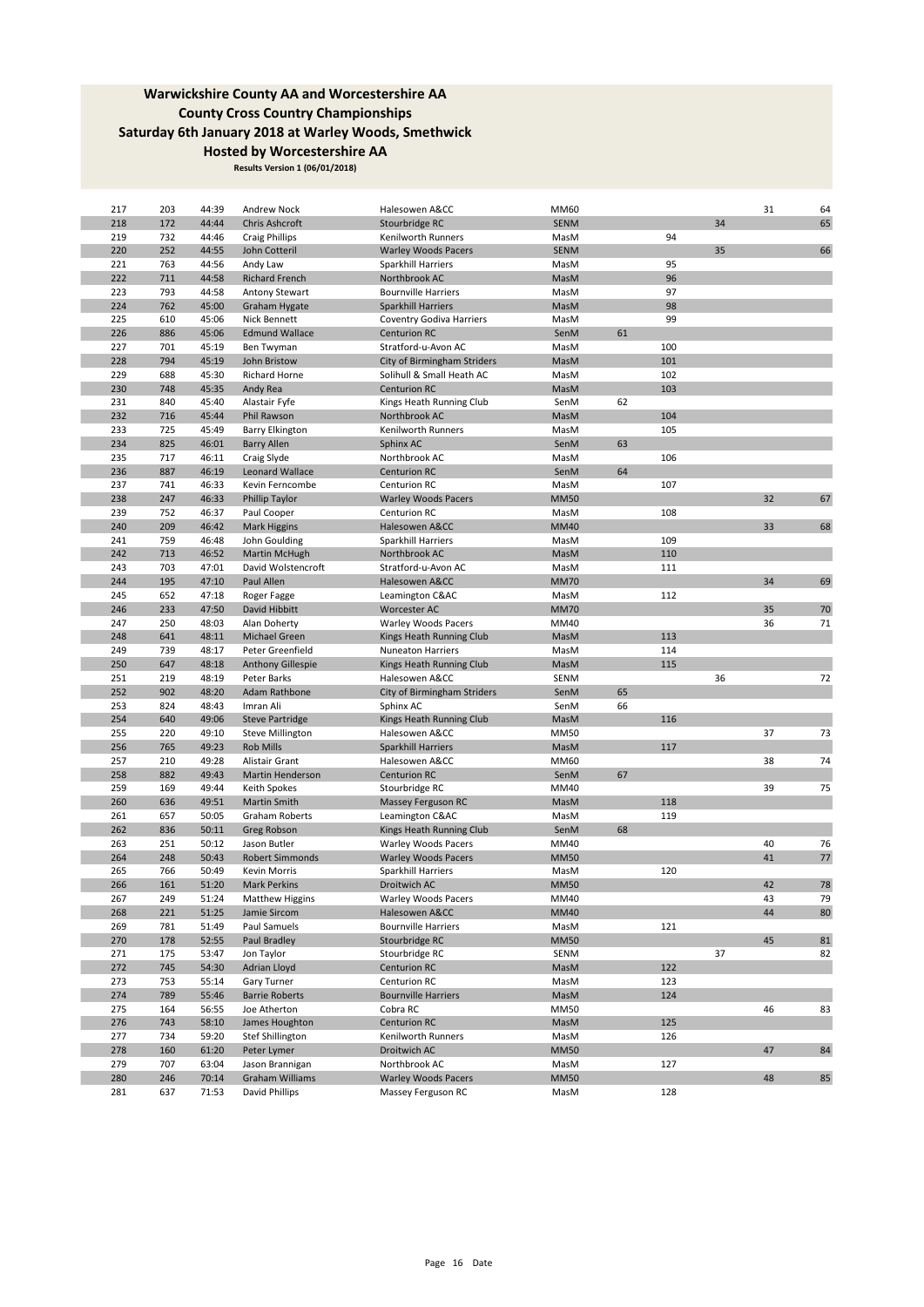## Warwickshire County AA and Worcestershire AA
## County Cross Country Championships
## Saturday 6th January 2018 at Warley Woods, Smethwick
## Hosted by Worcestershire AA

**Results Version 1 (06/01/2018)**

| | | | | | | | | | | |
|---|---|---|---|---|---|---|---|---|---|---|
| 217 | 203 | 44:39 | Andrew Nock | Halesowen A&CC | MM60 | | | | 31 | 64 |
| 218 | 172 | 44:44 | Chris Ashcroft | Stourbridge RC | SENM | | | 34 | | 65 |
| 219 | 732 | 44:46 | Craig Phillips | Kenilworth Runners | MasM | | 94 | | | |
| 220 | 252 | 44:55 | John Cotteril | Warley Woods Pacers | SENM | | | 35 | | 66 |
| 221 | 763 | 44:56 | Andy Law | Sparkhill Harriers | MasM | | 95 | | | |
| 222 | 711 | 44:58 | Richard French | Northbrook AC | MasM | | 96 | | | |
| 223 | 793 | 44:58 | Antony Stewart | Bournville Harriers | MasM | | 97 | | | |
| 224 | 762 | 45:00 | Graham Hygate | Sparkhill Harriers | MasM | | 98 | | | |
| 225 | 610 | 45:06 | Nick Bennett | Coventry Godiva Harriers | MasM | | 99 | | | |
| 226 | 886 | 45:06 | Edmund Wallace | Centurion RC | SenM | 61 | | | | |
| 227 | 701 | 45:19 | Ben Twyman | Stratford-u-Avon AC | MasM | | 100 | | | |
| 228 | 794 | 45:19 | John Bristow | City of Birmingham Striders | MasM | | 101 | | | |
| 229 | 688 | 45:30 | Richard Horne | Solihull & Small Heath AC | MasM | | 102 | | | |
| 230 | 748 | 45:35 | Andy Rea | Centurion RC | MasM | | 103 | | | |
| 231 | 840 | 45:40 | Alastair Fyfe | Kings Heath Running Club | SenM | 62 | | | | |
| 232 | 716 | 45:44 | Phil Rawson | Northbrook AC | MasM | | 104 | | | |
| 233 | 725 | 45:49 | Barry Elkington | Kenilworth Runners | MasM | | 105 | | | |
| 234 | 825 | 46:01 | Barry Allen | Sphinx AC | SenM | 63 | | | | |
| 235 | 717 | 46:11 | Craig Slyde | Northbrook AC | MasM | | 106 | | | |
| 236 | 887 | 46:19 | Leonard Wallace | Centurion RC | SenM | 64 | | | | |
| 237 | 741 | 46:33 | Kevin Ferncombe | Centurion RC | MasM | | 107 | | | |
| 238 | 247 | 46:33 | Phillip Taylor | Warley Woods Pacers | MM50 | | | | 32 | 67 |
| 239 | 752 | 46:37 | Paul Cooper | Centurion RC | MasM | | 108 | | | |
| 240 | 209 | 46:42 | Mark Higgins | Halesowen A&CC | MM40 | | | | 33 | 68 |
| 241 | 759 | 46:48 | John Goulding | Sparkhill Harriers | MasM | | 109 | | | |
| 242 | 713 | 46:52 | Martin McHugh | Northbrook AC | MasM | | 110 | | | |
| 243 | 703 | 47:01 | David Wolstencroft | Stratford-u-Avon AC | MasM | | 111 | | | |
| 244 | 195 | 47:10 | Paul Allen | Halesowen A&CC | MM70 | | | | 34 | 69 |
| 245 | 652 | 47:18 | Roger Fagge | Leamington C&AC | MasM | | 112 | | | |
| 246 | 233 | 47:50 | David Hibbitt | Worcester AC | MM70 | | | | 35 | 70 |
| 247 | 250 | 48:03 | Alan Doherty | Warley Woods Pacers | MM40 | | | | 36 | 71 |
| 248 | 641 | 48:11 | Michael Green | Kings Heath Running Club | MasM | | 113 | | | |
| 249 | 739 | 48:17 | Peter Greenfield | Nuneaton Harriers | MasM | | 114 | | | |
| 250 | 647 | 48:18 | Anthony Gillespie | Kings Heath Running Club | MasM | | 115 | | | |
| 251 | 219 | 48:19 | Peter Barks | Halesowen A&CC | SENM | | | 36 | | 72 |
| 252 | 902 | 48:20 | Adam Rathbone | City of Birmingham Striders | SenM | 65 | | | | |
| 253 | 824 | 48:43 | Imran Ali | Sphinx AC | SenM | 66 | | | | |
| 254 | 640 | 49:06 | Steve Partridge | Kings Heath Running Club | MasM | | 116 | | | |
| 255 | 220 | 49:10 | Steve Millington | Halesowen A&CC | MM50 | | | | 37 | 73 |
| 256 | 765 | 49:23 | Rob Mills | Sparkhill Harriers | MasM | | 117 | | | |
| 257 | 210 | 49:28 | Alistair Grant | Halesowen A&CC | MM60 | | | | 38 | 74 |
| 258 | 882 | 49:43 | Martin Henderson | Centurion RC | SenM | 67 | | | | |
| 259 | 169 | 49:44 | Keith Spokes | Stourbridge RC | MM40 | | | | 39 | 75 |
| 260 | 636 | 49:51 | Martin Smith | Massey Ferguson RC | MasM | | 118 | | | |
| 261 | 657 | 50:05 | Graham Roberts | Leamington C&AC | MasM | | 119 | | | |
| 262 | 836 | 50:11 | Greg Robson | Kings Heath Running Club | SenM | 68 | | | | |
| 263 | 251 | 50:12 | Jason Butler | Warley Woods Pacers | MM40 | | | | 40 | 76 |
| 264 | 248 | 50:43 | Robert Simmonds | Warley Woods Pacers | MM50 | | | | 41 | 77 |
| 265 | 766 | 50:49 | Kevin Morris | Sparkhill Harriers | MasM | | 120 | | | |
| 266 | 161 | 51:20 | Mark Perkins | Droitwich AC | MM50 | | | | 42 | 78 |
| 267 | 249 | 51:24 | Matthew Higgins | Warley Woods Pacers | MM40 | | | | 43 | 79 |
| 268 | 221 | 51:25 | Jamie Sircom | Halesowen A&CC | MM40 | | | | 44 | 80 |
| 269 | 781 | 51:49 | Paul Samuels | Bournville Harriers | MasM | | 121 | | | |
| 270 | 178 | 52:55 | Paul Bradley | Stourbridge RC | MM50 | | | | 45 | 81 |
| 271 | 175 | 53:47 | Jon Taylor | Stourbridge RC | SENM | | | 37 | | 82 |
| 272 | 745 | 54:30 | Adrian Lloyd | Centurion RC | MasM | | 122 | | | |
| 273 | 753 | 55:14 | Gary Turner | Centurion RC | MasM | | 123 | | | |
| 274 | 789 | 55:46 | Barrie Roberts | Bournville Harriers | MasM | | 124 | | | |
| 275 | 164 | 56:55 | Joe Atherton | Cobra RC | MM50 | | | | 46 | 83 |
| 276 | 743 | 58:10 | James Houghton | Centurion RC | MasM | | 125 | | | |
| 277 | 734 | 59:20 | Stef Shillington | Kenilworth Runners | MasM | | 126 | | | |
| 278 | 160 | 61:20 | Peter Lymer | Droitwich AC | MM50 | | | | 47 | 84 |
| 279 | 707 | 63:04 | Jason Brannigan | Northbrook AC | MasM | | 127 | | | |
| 280 | 246 | 70:14 | Graham Williams | Warley Woods Pacers | MM50 | | | | 48 | 85 |
| 281 | 637 | 71:53 | David Phillips | Massey Ferguson RC | MasM | | 128 | | | |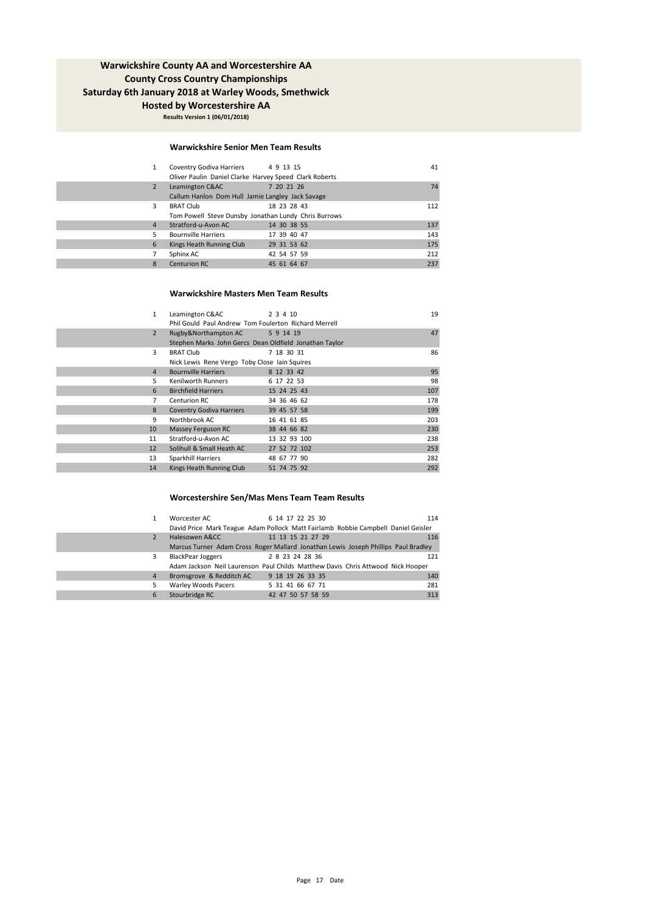# Warwickshire County AA and Worcestershire AA
## County Cross Country Championships
## Saturday 6th January 2018 at Warley Woods, Smethwick
## Hosted by Worcestershire AA

**Results Version 1 (06/01/2018)**

### Warwickshire Senior Men Team Results

| | | | |
|---|---|---|---|
| 1 | Coventry Godiva Harriers | 4 9 13 15 | 41 |
| | Oliver Paulin Daniel Clarke Harvey Speed Clark Roberts | | |
| 2 | Leamington C&AC | 7 20 21 26 | 74 |
| | Callum Hanlon Dom Hull Jamie Langley Jack Savage | | |
| 3 | BRAT Club | 18 23 28 43 | 112 |
| | Tom Powell Steve Dunsby Jonathan Lundy Chris Burrows | | |
| 4 | Stratford-u-Avon AC | 14 30 38 55 | 137 |
| 5 | Bournville Harriers | 17 39 40 47 | 143 |
| 6 | Kings Heath Running Club | 29 31 53 62 | 175 |
| 7 | Sphinx AC | 42 54 57 59 | 212 |
| 8 | Centurion RC | 45 61 64 67 | 237 |

### Warwickshire Masters Men Team Results

| | | | |
|---|---|---|---|
| 1 | Leamington C&AC | 2 3 4 10 | 19 |
| | Phil Gould Paul Andrew Tom Foulerton Richard Merrell | | |
| 2 | Rugby&Northampton AC | 5 9 14 19 | 47 |
| | Stephen Marks John Gercs Dean Oldfield Jonathan Taylor | | |
| 3 | BRAT Club | 7 18 30 31 | 86 |
| | Nick Lewis Rene Vergo Toby Close Iain Squires | | |
| 4 | Bournville Harriers | 8 12 33 42 | 95 |
| 5 | Kenilworth Runners | 6 17 22 53 | 98 |
| 6 | Birchfield Harriers | 15 24 25 43 | 107 |
| 7 | Centurion RC | 34 36 46 62 | 178 |
| 8 | Coventry Godiva Harriers | 39 45 57 58 | 199 |
| 9 | Northbrook AC | 16 41 61 85 | 203 |
| 10 | Massey Ferguson RC | 38 44 66 82 | 230 |
| 11 | Stratford-u-Avon AC | 13 32 93 100 | 238 |
| 12 | Solihull & Small Heath AC | 27 52 72 102 | 253 |
| 13 | Sparkhill Harriers | 48 67 77 90 | 282 |
| 14 | Kings Heath Running Club | 51 74 75 92 | 292 |

### Worcestershire Sen/Mas Mens Team Team Results

| | | | |
|---|---|---|---|
| 1 | Worcester AC | 6 14 17 22 25 30 | 114 |
| | David Price Mark Teague Adam Pollock Matt Fairlamb Robbie Campbell Daniel Geisler | | |
| 2 | Halesowen A&CC | 11 13 15 21 27 29 | 116 |
| | Marcus Turner Adam Cross Roger Mallard Jonathan Lewis Joseph Phillips Paul Bradley | | |
| 3 | BlackPear Joggers | 2 8 23 24 28 36 | 121 |
| | Adam Jackson Neil Laurenson Paul Childs Matthew Davis Chris Attwood Nick Hooper | | |
| 4 | Bromsgrove & Redditch AC | 9 18 19 26 33 35 | 140 |
| 5 | Warley Woods Pacers | 5 31 41 66 67 71 | 281 |
| 6 | Stourbridge RC | 42 47 50 57 58 59 | 313 |